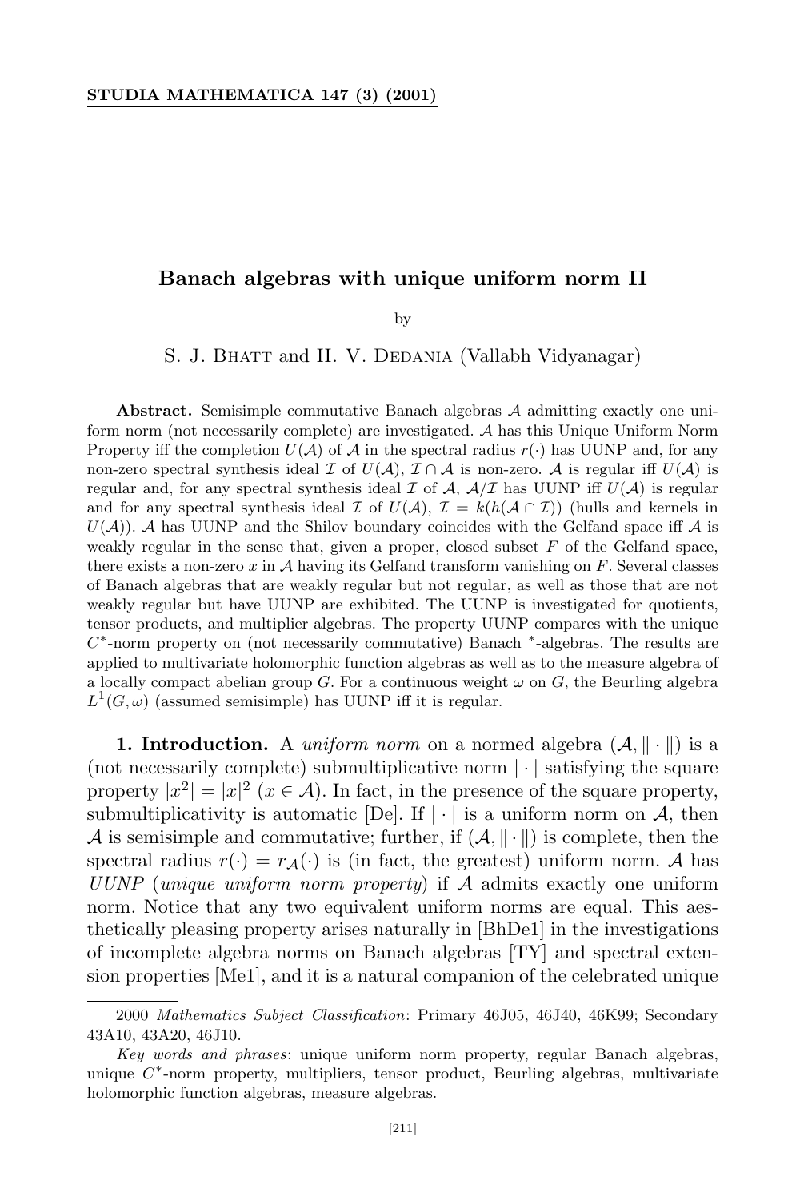# Banach algebras with unique uniform norm II

by

S. J. Bhatt and H. V. Dedania (Vallabh Vidyanagar)

**Abstract.** Semisimple commutative Banach algebras $\mathcal{A}$ admitting exactly one uniform norm (not necessarily complete) are investigated. $\mathcal{A}$ has this Unique Uniform Norm Property iff the completion $U(\mathcal{A})$ of $\mathcal{A}$ in the spectral radius $r(\cdot)$ has UUNP and, for any non-zero spectral synthesis ideal $\mathcal{I}$ of $U(\mathcal{A})$, $\mathcal{I} \cap \mathcal{A}$ is non-zero. $\mathcal{A}$ is regular iff $U(\mathcal{A})$ is regular and, for any spectral synthesis ideal $\mathcal{I}$ of $\mathcal{A}$, $\mathcal{A}/\mathcal{I}$ has UUNP iff $U(\mathcal{A})$ is regular and for any spectral synthesis ideal $\mathcal{I}$ of $U(\mathcal{A})$, $\mathcal{I} = k(h(\mathcal{A} \cap \mathcal{I}))$ (hulls and kernels in $U(\mathcal{A})$). $\mathcal{A}$ has UUNP and the Shilov boundary coincides with the Gelfand space iff $\mathcal{A}$ is weakly regular in the sense that, given a proper, closed subset $F$ of the Gelfand space, there exists a non-zero $x$ in $\mathcal{A}$ having its Gelfand transform vanishing on $F$. Several classes of Banach algebras that are weakly regular but not regular, as well as those that are not weakly regular but have UUNP are exhibited. The UUNP is investigated for quotients, tensor products, and multiplier algebras. The property UUNP compares with the unique $C^*$-norm property on (not necessarily commutative) Banach $^*$-algebras. The results are applied to multivariate holomorphic function algebras as well as to the measure algebra of a locally compact abelian group $G$. For a continuous weight $\omega$ on $G$, the Beurling algebra $L^1(G, \omega)$ (assumed semisimple) has UUNP iff it is regular.

**1. Introduction.** A *uniform norm* on a normed algebra $(\mathcal{A}, \|\cdot\|)$ is a (not necessarily complete) submultiplicative norm $|\cdot|$ satisfying the square property $|x^2| = |x|^2$ $(x \in \mathcal{A})$. In fact, in the presence of the square property, submultiplicativity is automatic [De]. If $|\cdot|$ is a uniform norm on $\mathcal{A}$, then $\mathcal{A}$ is semisimple and commutative; further, if $(\mathcal{A}, \|\cdot\|)$ is complete, then the spectral radius $r(\cdot) = r_{\mathcal{A}}(\cdot)$ is (in fact, the greatest) uniform norm. $\mathcal{A}$ has *UUNP* (*unique uniform norm property*) if $\mathcal{A}$ admits exactly one uniform norm. Notice that any two equivalent uniform norms are equal. This aesthetically pleasing property arises naturally in [BhDe1] in the investigations of incomplete algebra norms on Banach algebras [TY] and spectral extension properties [Me1], and it is a natural companion of the celebrated unique

---

2000 *Mathematics Subject Classification*: Primary 46J05, 46J40, 46K99; Secondary 43A10, 43A20, 46J10.

*Key words and phrases*: unique uniform norm property, regular Banach algebras, unique $C^*$-norm property, multipliers, tensor product, Beurling algebras, multivariate holomorphic function algebras, measure algebras.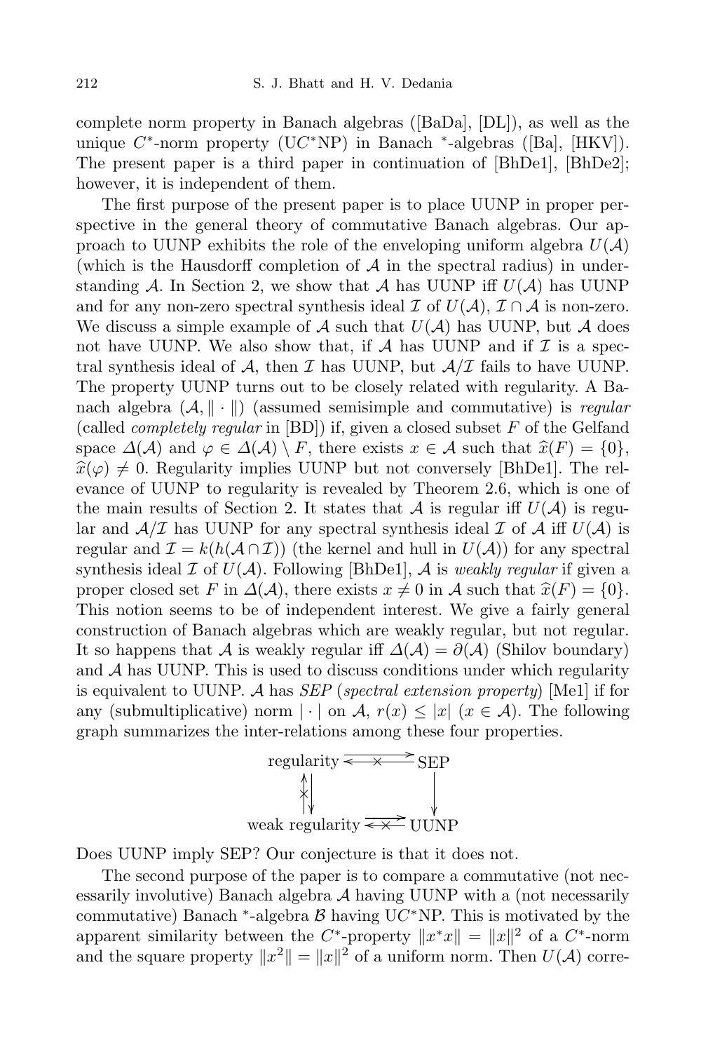complete norm property in Banach algebras ([BaDa], [DL]), as well as the unique $C^*$-norm property (U$C^*$NP) in Banach $^*$-algebras ([Ba], [HKV]). The present paper is a third paper in continuation of [BhDe1], [BhDe2]; however, it is independent of them.

The first purpose of the present paper is to place UUNP in proper perspective in the general theory of commutative Banach algebras. Our approach to UUNP exhibits the role of the enveloping uniform algebra $U(\mathcal{A})$ (which is the Hausdorff completion of $\mathcal{A}$ in the spectral radius) in understanding $\mathcal{A}$. In Section 2, we show that $\mathcal{A}$ has UUNP iff $U(\mathcal{A})$ has UUNP and for any non-zero spectral synthesis ideal $\mathcal{I}$ of $U(\mathcal{A})$, $\mathcal{I} \cap \mathcal{A}$ is non-zero. We discuss a simple example of $\mathcal{A}$ such that $U(\mathcal{A})$ has UUNP, but $\mathcal{A}$ does not have UUNP. We also show that, if $\mathcal{A}$ has UUNP and if $\mathcal{I}$ is a spectral synthesis ideal of $\mathcal{A}$, then $\mathcal{I}$ has UUNP, but $\mathcal{A}/\mathcal{I}$ fails to have UUNP. The property UUNP turns out to be closely related with regularity. A Banach algebra $(\mathcal{A}, \|\cdot\|)$ (assumed semisimple and commutative) is *regular* (called *completely regular* in [BD]) if, given a closed subset $F$ of the Gelfand space $\Delta(\mathcal{A})$ and $\varphi \in \Delta(\mathcal{A}) \setminus F$, there exists $x \in \mathcal{A}$ such that $\widehat{x}(F) = \{0\}$, $\widehat{x}(\varphi) \neq 0$. Regularity implies UUNP but not conversely [BhDe1]. The relevance of UUNP to regularity is revealed by Theorem 2.6, which is one of the main results of Section 2. It states that $\mathcal{A}$ is regular iff $U(\mathcal{A})$ is regular and $\mathcal{A}/\mathcal{I}$ has UUNP for any spectral synthesis ideal $\mathcal{I}$ of $\mathcal{A}$ iff $U(\mathcal{A})$ is regular and $\mathcal{I} = k(h(\mathcal{A} \cap \mathcal{I}))$ (the kernel and hull in $U(\mathcal{A})$) for any spectral synthesis ideal $\mathcal{I}$ of $U(\mathcal{A})$. Following [BhDe1], $\mathcal{A}$ is *weakly regular* if given a proper closed set $F$ in $\Delta(\mathcal{A})$, there exists $x \neq 0$ in $\mathcal{A}$ such that $\widehat{x}(F) = \{0\}$. This notion seems to be of independent interest. We give a fairly general construction of Banach algebras which are weakly regular, but not regular. It so happens that $\mathcal{A}$ is weakly regular iff $\Delta(\mathcal{A}) = \partial(\mathcal{A})$ (Shilov boundary) and $\mathcal{A}$ has UUNP. This is used to discuss conditions under which regularity is equivalent to UUNP. $\mathcal{A}$ has *SEP* (*spectral extension property*) [Me1] if for any (submultiplicative) norm $|\cdot|$ on $\mathcal{A}$, $r(x) \leq |x|$ $(x \in \mathcal{A})$. The following graph summarizes the inter-relations among these four properties.

$$
\begin{array}{ccc}
\text{regularity} & \overset{\longrightarrow}{\underset{\not\longleftarrow}{}} & \text{SEP} \\
\downarrow \; \not\uparrow & & \downarrow \\
\text{weak regularity} & \overset{\longrightarrow}{\underset{\not\longleftarrow}{}} & \text{UUNP}
\end{array}
$$

Does UUNP imply SEP? Our conjecture is that it does not.

The second purpose of the paper is to compare a commutative (not necessarily involutive) Banach algebra $\mathcal{A}$ having UUNP with a (not necessarily commutative) Banach $^*$-algebra $\mathcal{B}$ having U$C^*$NP. This is motivated by the apparent similarity between the $C^*$-property $\|x^*x\| = \|x\|^2$ of a $C^*$-norm and the square property $\|x^2\| = \|x\|^2$ of a uniform norm. Then $U(\mathcal{A})$ corre-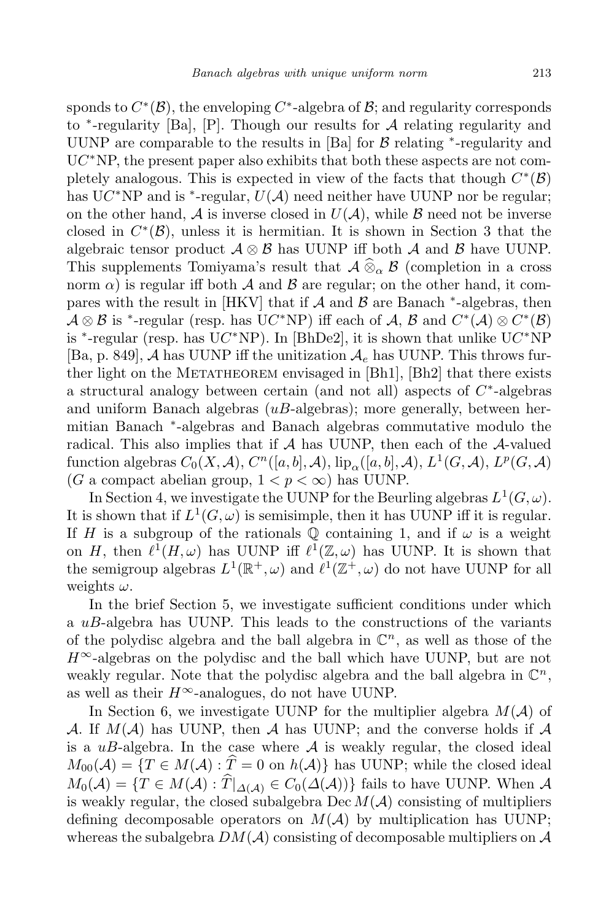sponds to $C^*(\mathcal{B})$, the enveloping $C^*$-algebra of $\mathcal{B}$; and regularity corresponds to $^*$-regularity [Ba], [P]. Though our results for $\mathcal{A}$ relating regularity and UUNP are comparable to the results in [Ba] for $\mathcal{B}$ relating $^*$-regularity and U$C^*$NP, the present paper also exhibits that both these aspects are not completely analogous. This is expected in view of the facts that though $C^*(\mathcal{B})$ has U$C^*$NP and is $^*$-regular, $U(\mathcal{A})$ need neither have UUNP nor be regular; on the other hand, $\mathcal{A}$ is inverse closed in $U(\mathcal{A})$, while $\mathcal{B}$ need not be inverse closed in $C^*(\mathcal{B})$, unless it is hermitian. It is shown in Section 3 that the algebraic tensor product $\mathcal{A} \otimes \mathcal{B}$ has UUNP iff both $\mathcal{A}$ and $\mathcal{B}$ have UUNP. This supplements Tomiyama's result that $\mathcal{A} \widehat{\otimes}_\alpha \mathcal{B}$ (completion in a cross norm $\alpha$) is regular iff both $\mathcal{A}$ and $\mathcal{B}$ are regular; on the other hand, it compares with the result in [HKV] that if $\mathcal{A}$ and $\mathcal{B}$ are Banach $^*$-algebras, then $\mathcal{A} \otimes \mathcal{B}$ is $^*$-regular (resp. has U$C^*$NP) iff each of $\mathcal{A}$, $\mathcal{B}$ and $C^*(\mathcal{A}) \otimes C^*(\mathcal{B})$ is $^*$-regular (resp. has U$C^*$NP). In [BhDe2], it is shown that unlike U$C^*$NP [Ba, p. 849], $\mathcal{A}$ has UUNP iff the unitization $\mathcal{A}_e$ has UUNP. This throws further light on the Metatheorem envisaged in [Bh1], [Bh2] that there exists a structural analogy between certain (and not all) aspects of $C^*$-algebras and uniform Banach algebras ($uB$-algebras); more generally, between hermitian Banach $^*$-algebras and Banach algebras commutative modulo the radical. This also implies that if $\mathcal{A}$ has UUNP, then each of the $\mathcal{A}$-valued function algebras $C_0(X, \mathcal{A})$, $C^n([a,b], \mathcal{A})$, $\mathrm{lip}_\alpha([a,b], \mathcal{A})$, $L^1(G, \mathcal{A})$, $L^p(G, \mathcal{A})$ ($G$ a compact abelian group, $1 < p < \infty$) has UUNP.

In Section 4, we investigate the UUNP for the Beurling algebras $L^1(G, \omega)$. It is shown that if $L^1(G, \omega)$ is semisimple, then it has UUNP iff it is regular. If $H$ is a subgroup of the rationals $\mathbb{Q}$ containing 1, and if $\omega$ is a weight on $H$, then $\ell^1(H, \omega)$ has UUNP iff $\ell^1(\mathbb{Z}, \omega)$ has UUNP. It is shown that the semigroup algebras $L^1(\mathbb{R}^+, \omega)$ and $\ell^1(\mathbb{Z}^+, \omega)$ do not have UUNP for all weights $\omega$.

In the brief Section 5, we investigate sufficient conditions under which a $uB$-algebra has UUNP. This leads to the constructions of the variants of the polydisc algebra and the ball algebra in $\mathbb{C}^n$, as well as those of the $H^\infty$-algebras on the polydisc and the ball which have UUNP, but are not weakly regular. Note that the polydisc algebra and the ball algebra in $\mathbb{C}^n$, as well as their $H^\infty$-analogues, do not have UUNP.

In Section 6, we investigate UUNP for the multiplier algebra $M(\mathcal{A})$ of $\mathcal{A}$. If $M(\mathcal{A})$ has UUNP, then $\mathcal{A}$ has UUNP; and the converse holds if $\mathcal{A}$ is a $uB$-algebra. In the case where $\mathcal{A}$ is weakly regular, the closed ideal $M_{00}(\mathcal{A}) = \{T \in M(\mathcal{A}) : \widehat{T} = 0 \text{ on } h(\mathcal{A})\}$ has UUNP; while the closed ideal $M_0(\mathcal{A}) = \{T \in M(\mathcal{A}) : \widehat{T}|_{\Delta(\mathcal{A})} \in C_0(\Delta(\mathcal{A}))\}$ fails to have UUNP. When $\mathcal{A}$ is weakly regular, the closed subalgebra $\mathrm{Dec}\, M(\mathcal{A})$ consisting of multipliers defining decomposable operators on $M(\mathcal{A})$ by multiplication has UUNP; whereas the subalgebra $DM(\mathcal{A})$ consisting of decomposable multipliers on $\mathcal{A}$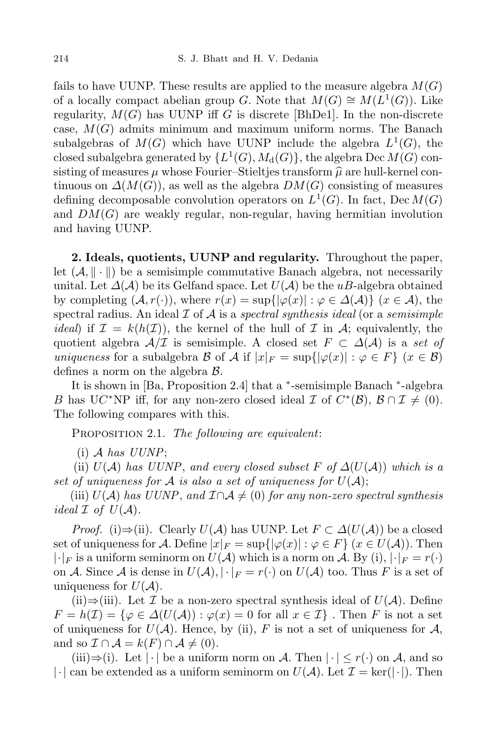fails to have UUNP. These results are applied to the measure algebra $M(G)$ of a locally compact abelian group $G$. Note that $M(G) \cong M(L^1(G))$. Like regularity, $M(G)$ has UUNP iff $G$ is discrete [BhDe1]. In the non-discrete case, $M(G)$ admits minimum and maximum uniform norms. The Banach subalgebras of $M(G)$ which have UUNP include the algebra $L^1(G)$, the closed subalgebra generated by $\{L^1(G), M_{\mathrm{d}}(G)\}$, the algebra $\operatorname{Dec} M(G)$ consisting of measures $\mu$ whose Fourier–Stieltjes transform $\widehat{\mu}$ are hull-kernel continuous on $\Delta(M(G))$, as well as the algebra $DM(G)$ consisting of measures defining decomposable convolution operators on $L^1(G)$. In fact, $\operatorname{Dec} M(G)$ and $DM(G)$ are weakly regular, non-regular, having hermitian involution and having UUNP.

**2. Ideals, quotients, UUNP and regularity.** Throughout the paper, let $(\mathcal{A}, \|\cdot\|)$ be a semisimple commutative Banach algebra, not necessarily unital. Let $\Delta(\mathcal{A})$ be its Gelfand space. Let $U(\mathcal{A})$ be the $uB$-algebra obtained by completing $(\mathcal{A}, r(\cdot))$, where $r(x) = \sup\{|\varphi(x)| : \varphi \in \Delta(\mathcal{A})\}$ $(x \in \mathcal{A})$, the spectral radius. An ideal $\mathcal{I}$ of $\mathcal{A}$ is a *spectral synthesis ideal* (or a *semisimple ideal*) if $\mathcal{I} = k(h(\mathcal{I}))$, the kernel of the hull of $\mathcal{I}$ in $\mathcal{A}$; equivalently, the quotient algebra $\mathcal{A}/\mathcal{I}$ is semisimple. A closed set $F \subset \Delta(\mathcal{A})$ is a *set of uniqueness* for a subalgebra $\mathcal{B}$ of $\mathcal{A}$ if $|x|_F = \sup\{|\varphi(x)| : \varphi \in F\}$ $(x \in \mathcal{B})$ defines a norm on the algebra $\mathcal{B}$.

It is shown in [Ba, Proposition 2.4] that a $^*$-semisimple Banach $^*$-algebra $B$ has UC$^*$NP iff, for any non-zero closed ideal $\mathcal{I}$ of $C^*(\mathcal{B})$, $\mathcal{B} \cap \mathcal{I} \neq (0)$. The following compares with this.

PROPOSITION 2.1. *The following are equivalent*:

(i) *$\mathcal{A}$ has UUNP*;

(ii) *$U(\mathcal{A})$ has UUNP, and every closed subset $F$ of $\Delta(U(\mathcal{A}))$ which is a set of uniqueness for $\mathcal{A}$ is also a set of uniqueness for $U(\mathcal{A})$*;

(iii) *$U(\mathcal{A})$ has UUNP, and $\mathcal{I} \cap \mathcal{A} \neq (0)$ for any non-zero spectral synthesis ideal $\mathcal{I}$ of $U(\mathcal{A})$.*

*Proof.* (i)$\Rightarrow$(ii). Clearly $U(\mathcal{A})$ has UUNP. Let $F \subset \Delta(U(\mathcal{A}))$ be a closed set of uniqueness for $\mathcal{A}$. Define $|x|_F = \sup\{|\varphi(x)| : \varphi \in F\}$ $(x \in U(\mathcal{A}))$. Then $|\cdot|_F$ is a uniform seminorm on $U(\mathcal{A})$ which is a norm on $\mathcal{A}$. By (i), $|\cdot|_F = r(\cdot)$ on $\mathcal{A}$. Since $\mathcal{A}$ is dense in $U(\mathcal{A})$, $|\cdot|_F = r(\cdot)$ on $U(\mathcal{A})$ too. Thus $F$ is a set of uniqueness for $U(\mathcal{A})$.

(ii)$\Rightarrow$(iii). Let $\mathcal{I}$ be a non-zero spectral synthesis ideal of $U(\mathcal{A})$. Define $F = h(\mathcal{I}) = \{\varphi \in \Delta(U(\mathcal{A})) : \varphi(x) = 0 \text{ for all } x \in \mathcal{I}\}$ . Then $F$ is not a set of uniqueness for $U(\mathcal{A})$. Hence, by (ii), $F$ is not a set of uniqueness for $\mathcal{A}$, and so $\mathcal{I} \cap \mathcal{A} = k(F) \cap \mathcal{A} \neq (0)$.

(iii)$\Rightarrow$(i). Let $|\cdot|$ be a uniform norm on $\mathcal{A}$. Then $|\cdot| \leq r(\cdot)$ on $\mathcal{A}$, and so $|\cdot|$ can be extended as a uniform seminorm on $U(\mathcal{A})$. Let $\mathcal{I} = \ker(|\cdot|)$. Then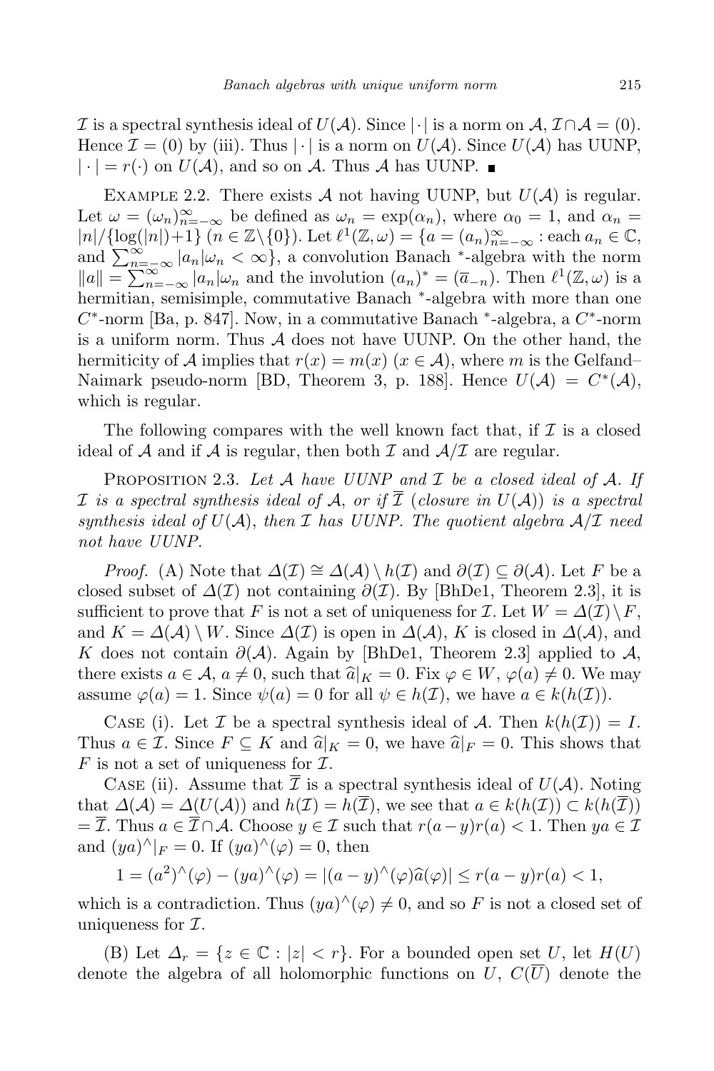$\mathcal{I}$ is a spectral synthesis ideal of $U(\mathcal{A})$. Since $|\cdot|$ is a norm on $\mathcal{A}$, $\mathcal{I}\cap\mathcal{A} = (0)$. Hence $\mathcal{I} = (0)$ by (iii). Thus $|\cdot|$ is a norm on $U(\mathcal{A})$. Since $U(\mathcal{A})$ has UUNP, $|\cdot| = r(\cdot)$ on $U(\mathcal{A})$, and so on $\mathcal{A}$. Thus $\mathcal{A}$ has UUNP. ∎

Example 2.2. There exists $\mathcal{A}$ not having UUNP, but $U(\mathcal{A})$ is regular. Let $\omega = (\omega_n)_{n=-\infty}^{\infty}$ be defined as $\omega_n = \exp(\alpha_n)$, where $\alpha_0 = 1$, and $\alpha_n = |n|/\{\log(|n|)+1\}$ $(n \in \mathbb{Z}\setminus\{0\})$. Let $\ell^1(\mathbb{Z},\omega) = \{a = (a_n)_{n=-\infty}^{\infty} : \text{each } a_n \in \mathbb{C}, \text{ and } \sum_{n=-\infty}^{\infty} |a_n|\omega_n < \infty\}$, a convolution Banach $^*$-algebra with the norm $\|a\| = \sum_{n=-\infty}^{\infty} |a_n|\omega_n$ and the involution $(a_n)^* = (\overline{a}_{-n})$. Then $\ell^1(\mathbb{Z},\omega)$ is a hermitian, semisimple, commutative Banach $^*$-algebra with more than one $C^*$-norm [Ba, p. 847]. Now, in a commutative Banach $^*$-algebra, a $C^*$-norm is a uniform norm. Thus $\mathcal{A}$ does not have UUNP. On the other hand, the hermiticity of $\mathcal{A}$ implies that $r(x) = m(x)$ $(x \in \mathcal{A})$, where $m$ is the Gelfand–Naimark pseudo-norm [BD, Theorem 3, p. 188]. Hence $U(\mathcal{A}) = C^*(\mathcal{A})$, which is regular.

The following compares with the well known fact that, if $\mathcal{I}$ is a closed ideal of $\mathcal{A}$ and if $\mathcal{A}$ is regular, then both $\mathcal{I}$ and $\mathcal{A}/\mathcal{I}$ are regular.

Proposition 2.3. *Let $\mathcal{A}$ have UUNP and $\mathcal{I}$ be a closed ideal of $\mathcal{A}$. If $\mathcal{I}$ is a spectral synthesis ideal of $\mathcal{A}$, or if $\overline{\mathcal{I}}$ (closure in $U(\mathcal{A})$) is a spectral synthesis ideal of $U(\mathcal{A})$, then $\mathcal{I}$ has UUNP. The quotient algebra $\mathcal{A}/\mathcal{I}$ need not have UUNP.*

*Proof.* (A) Note that $\Delta(\mathcal{I}) \cong \Delta(\mathcal{A})\setminus h(\mathcal{I})$ and $\partial(\mathcal{I}) \subseteq \partial(\mathcal{A})$. Let $F$ be a closed subset of $\Delta(\mathcal{I})$ not containing $\partial(\mathcal{I})$. By [BhDe1, Theorem 2.3], it is sufficient to prove that $F$ is not a set of uniqueness for $\mathcal{I}$. Let $W = \Delta(\mathcal{I})\setminus F$, and $K = \Delta(\mathcal{A})\setminus W$. Since $\Delta(\mathcal{I})$ is open in $\Delta(\mathcal{A})$, $K$ is closed in $\Delta(\mathcal{A})$, and $K$ does not contain $\partial(\mathcal{A})$. Again by [BhDe1, Theorem 2.3] applied to $\mathcal{A}$, there exists $a \in \mathcal{A}$, $a \neq 0$, such that $\widehat{a}|_K = 0$. Fix $\varphi \in W$, $\varphi(a) \neq 0$. We may assume $\varphi(a) = 1$. Since $\psi(a) = 0$ for all $\psi \in h(\mathcal{I})$, we have $a \in k(h(\mathcal{I}))$.

Case (i). Let $\mathcal{I}$ be a spectral synthesis ideal of $\mathcal{A}$. Then $k(h(\mathcal{I})) = I$. Thus $a \in \mathcal{I}$. Since $F \subseteq K$ and $\widehat{a}|_K = 0$, we have $\widehat{a}|_F = 0$. This shows that $F$ is not a set of uniqueness for $\mathcal{I}$.

Case (ii). Assume that $\overline{\mathcal{I}}$ is a spectral synthesis ideal of $U(\mathcal{A})$. Noting that $\Delta(\mathcal{A}) = \Delta(U(\mathcal{A}))$ and $h(\mathcal{I}) = h(\overline{\mathcal{I}})$, we see that $a \in k(h(\mathcal{I})) \subset k(h(\overline{\mathcal{I}})) = \overline{\mathcal{I}}$. Thus $a \in \overline{\mathcal{I}}\cap\mathcal{A}$. Choose $y \in \mathcal{I}$ such that $r(a-y)r(a) < 1$. Then $ya \in \mathcal{I}$ and $(ya)^\wedge|_F = 0$. If $(ya)^\wedge(\varphi) = 0$, then

$$1 = (a^2)^\wedge(\varphi) - (ya)^\wedge(\varphi) = |(a-y)^\wedge(\varphi)\widehat{a}(\varphi)| \leq r(a-y)r(a) < 1,$$

which is a contradiction. Thus $(ya)^\wedge(\varphi) \neq 0$, and so $F$ is not a closed set of uniqueness for $\mathcal{I}$.

(B) Let $\Delta_r = \{z \in \mathbb{C} : |z| < r\}$. For a bounded open set $U$, let $H(U)$ denote the algebra of all holomorphic functions on $U$, $C(\overline{U})$ denote the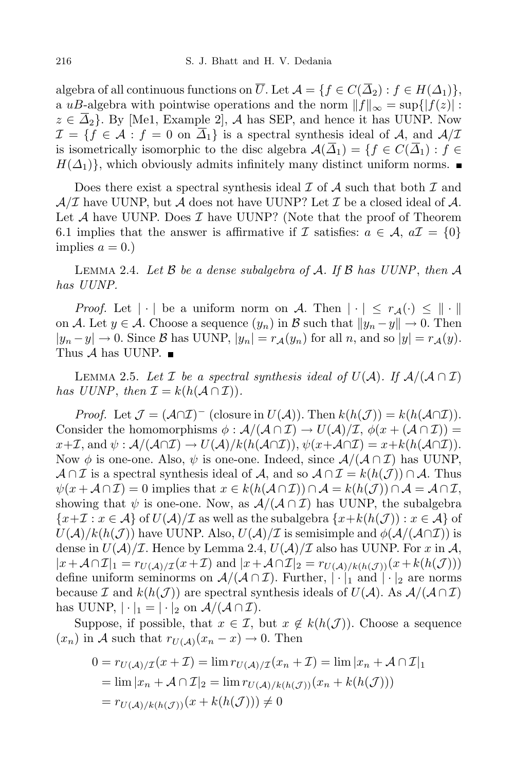algebra of all continuous functions on $\overline{U}$. Let $\mathcal{A} = \{f \in C(\overline{\Delta}_2) : f \in H(\Delta_1)\}$, a $uB$-algebra with pointwise operations and the norm $\|f\|_\infty = \sup\{|f(z)| : z \in \overline{\Delta}_2\}$. By [Me1, Example 2], $\mathcal{A}$ has SEP, and hence it has UUNP. Now $\mathcal{I} = \{f \in \mathcal{A} : f = 0 \text{ on } \overline{\Delta}_1\}$ is a spectral synthesis ideal of $\mathcal{A}$, and $\mathcal{A}/\mathcal{I}$ is isometrically isomorphic to the disc algebra $\mathcal{A}(\overline{\Delta}_1) = \{f \in C(\overline{\Delta}_1) : f \in H(\Delta_1)\}$, which obviously admits infinitely many distinct uniform norms. ∎

Does there exist a spectral synthesis ideal $\mathcal{I}$ of $\mathcal{A}$ such that both $\mathcal{I}$ and $\mathcal{A}/\mathcal{I}$ have UUNP, but $\mathcal{A}$ does not have UUNP? Let $\mathcal{I}$ be a closed ideal of $\mathcal{A}$. Let $\mathcal{A}$ have UUNP. Does $\mathcal{I}$ have UUNP? (Note that the proof of Theorem 6.1 implies that the answer is affirmative if $\mathcal{I}$ satisfies: $a \in \mathcal{A}$, $a\mathcal{I} = \{0\}$ implies $a = 0$.)

Lemma 2.4. *Let $\mathcal{B}$ be a dense subalgebra of $\mathcal{A}$. If $\mathcal{B}$ has UUNP, then $\mathcal{A}$ has UUNP.*

*Proof.* Let $|\cdot|$ be a uniform norm on $\mathcal{A}$. Then $|\cdot| \le r_{\mathcal{A}}(\cdot) \le \|\cdot\|$ on $\mathcal{A}$. Let $y \in \mathcal{A}$. Choose a sequence $(y_n)$ in $\mathcal{B}$ such that $\|y_n - y\| \to 0$. Then $|y_n - y| \to 0$. Since $\mathcal{B}$ has UUNP, $|y_n| = r_{\mathcal{A}}(y_n)$ for all $n$, and so $|y| = r_{\mathcal{A}}(y)$. Thus $\mathcal{A}$ has UUNP. ∎

Lemma 2.5. *Let $\mathcal{I}$ be a spectral synthesis ideal of $U(\mathcal{A})$. If $\mathcal{A}/(\mathcal{A} \cap \mathcal{I})$ has UUNP, then $\mathcal{I} = k(h(\mathcal{A} \cap \mathcal{I}))$.*

*Proof.* Let $\mathcal{J} = (\mathcal{A}\cap\mathcal{I})^-$ (closure in $U(\mathcal{A})$). Then $k(h(\mathcal{J})) = k(h(\mathcal{A}\cap\mathcal{I}))$. Consider the homomorphisms $\phi : \mathcal{A}/(\mathcal{A}\cap\mathcal{I}) \to U(\mathcal{A})/\mathcal{I}$, $\phi(x + (\mathcal{A}\cap\mathcal{I})) = x+\mathcal{I}$, and $\psi : \mathcal{A}/(\mathcal{A}\cap\mathcal{I}) \to U(\mathcal{A})/k(h(\mathcal{A}\cap\mathcal{I}))$, $\psi(x+\mathcal{A}\cap\mathcal{I}) = x+k(h(\mathcal{A}\cap\mathcal{I}))$. Now $\phi$ is one-one. Also, $\psi$ is one-one. Indeed, since $\mathcal{A}/(\mathcal{A}\cap\mathcal{I})$ has UUNP, $\mathcal{A}\cap\mathcal{I}$ is a spectral synthesis ideal of $\mathcal{A}$, and so $\mathcal{A}\cap\mathcal{I} = k(h(\mathcal{J}))\cap\mathcal{A}$. Thus $\psi(x + \mathcal{A}\cap\mathcal{I}) = 0$ implies that $x \in k(h(\mathcal{A}\cap\mathcal{I}))\cap\mathcal{A} = k(h(\mathcal{J}))\cap\mathcal{A} = \mathcal{A}\cap\mathcal{I}$, showing that $\psi$ is one-one. Now, as $\mathcal{A}/(\mathcal{A}\cap\mathcal{I})$ has UUNP, the subalgebra $\{x+\mathcal{I} : x \in \mathcal{A}\}$ of $U(\mathcal{A})/\mathcal{I}$ as well as the subalgebra $\{x+k(h(\mathcal{J})) : x \in \mathcal{A}\}$ of $U(\mathcal{A})/k(h(\mathcal{J}))$ have UUNP. Also, $U(\mathcal{A})/\mathcal{I}$ is semisimple and $\phi(\mathcal{A}/(\mathcal{A}\cap\mathcal{I}))$ is dense in $U(\mathcal{A})/\mathcal{I}$. Hence by Lemma 2.4, $U(\mathcal{A})/\mathcal{I}$ also has UUNP. For $x$ in $\mathcal{A}$, $|x+\mathcal{A}\cap\mathcal{I}|_1 = r_{U(\mathcal{A})/\mathcal{I}}(x+\mathcal{I})$ and $|x+\mathcal{A}\cap\mathcal{I}|_2 = r_{U(\mathcal{A})/k(h(\mathcal{J}))}(x+k(h(\mathcal{J})))$ define uniform seminorms on $\mathcal{A}/(\mathcal{A}\cap\mathcal{I})$. Further, $|\cdot|_1$ and $|\cdot|_2$ are norms because $\mathcal{I}$ and $k(h(\mathcal{J}))$ are spectral synthesis ideals of $U(\mathcal{A})$. As $\mathcal{A}/(\mathcal{A}\cap\mathcal{I})$ has UUNP, $|\cdot|_1 = |\cdot|_2$ on $\mathcal{A}/(\mathcal{A}\cap\mathcal{I})$.

Suppose, if possible, that $x \in \mathcal{I}$, but $x \notin k(h(\mathcal{J}))$. Choose a sequence $(x_n)$ in $\mathcal{A}$ such that $r_{U(\mathcal{A})}(x_n - x) \to 0$. Then

$$
\begin{aligned}
0 = r_{U(\mathcal{A})/\mathcal{I}}(x+\mathcal{I}) &= \lim r_{U(\mathcal{A})/\mathcal{I}}(x_n+\mathcal{I}) = \lim |x_n + \mathcal{A}\cap\mathcal{I}|_1 \\
&= \lim |x_n + \mathcal{A}\cap\mathcal{I}|_2 = \lim r_{U(\mathcal{A})/k(h(\mathcal{J}))}(x_n + k(h(\mathcal{J}))) \\
&= r_{U(\mathcal{A})/k(h(\mathcal{J}))}(x + k(h(\mathcal{J}))) \neq 0
\end{aligned}
$$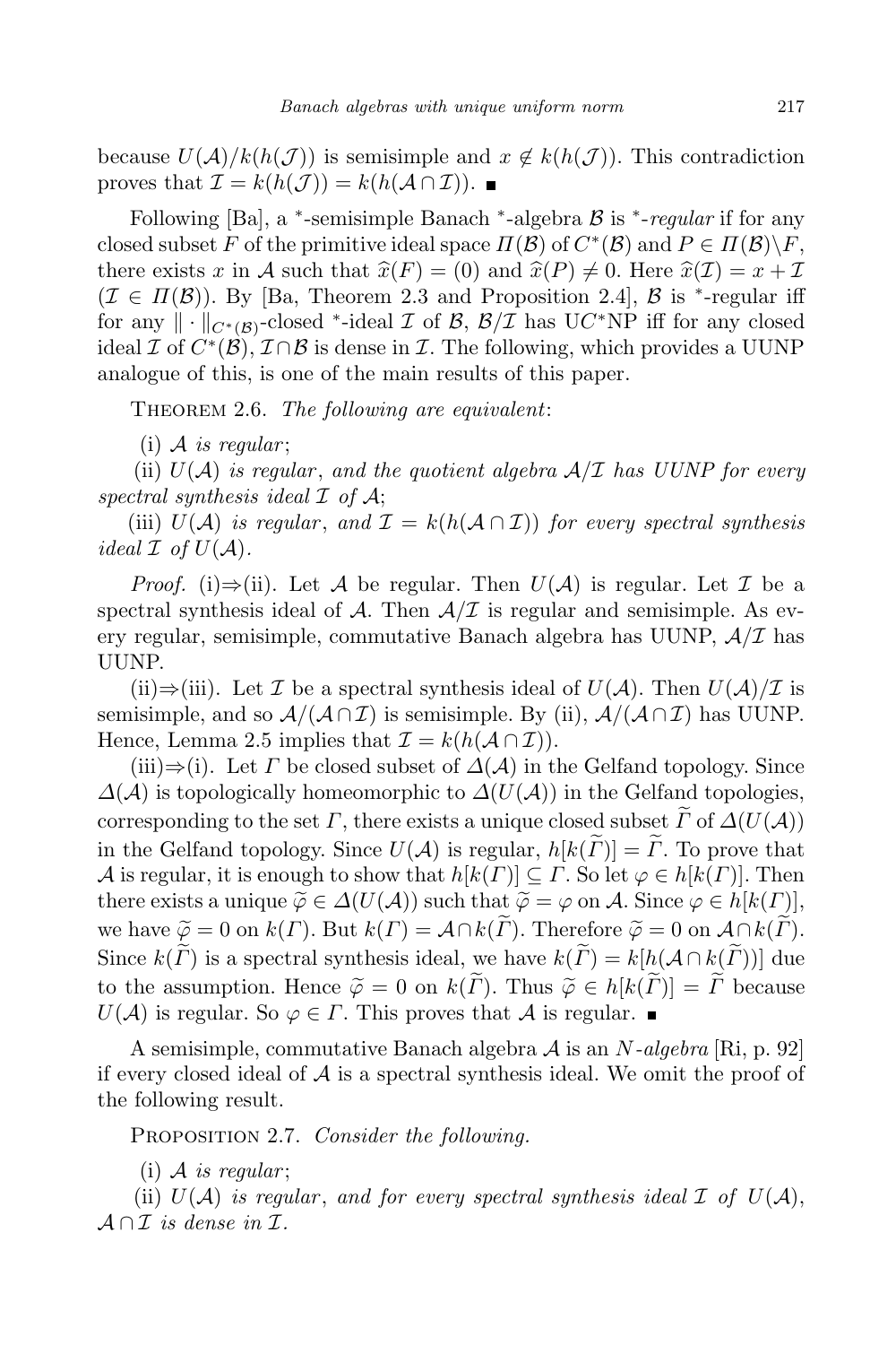because $U(\mathcal{A})/k(h(\mathcal{J}))$ is semisimple and $x \notin k(h(\mathcal{J}))$. This contradiction proves that $\mathcal{I} = k(h(\mathcal{J})) = k(h(\mathcal{A} \cap \mathcal{I}))$. ■

Following [Ba], a $^*$-semisimple Banach $^*$-algebra $\mathcal{B}$ is *$^*$-regular* if for any closed subset $F$ of the primitive ideal space $\Pi(\mathcal{B})$ of $C^*(\mathcal{B})$ and $P \in \Pi(\mathcal{B}) \backslash F$, there exists $x$ in $\mathcal{A}$ such that $\widehat{x}(F) = (0)$ and $\widehat{x}(P) \neq 0$. Here $\widehat{x}(\mathcal{I}) = x + \mathcal{I}$ ($\mathcal{I} \in \Pi(\mathcal{B})$). By [Ba, Theorem 2.3 and Proposition 2.4], $\mathcal{B}$ is $^*$-regular iff for any $\|\cdot\|_{C^*(\mathcal{B})}$-closed $^*$-ideal $\mathcal{I}$ of $\mathcal{B}$, $\mathcal{B}/\mathcal{I}$ has UC$^*$NP iff for any closed ideal $\mathcal{I}$ of $C^*(\mathcal{B})$, $\mathcal{I} \cap \mathcal{B}$ is dense in $\mathcal{I}$. The following, which provides a UUNP analogue of this, is one of the main results of this paper.

Theorem 2.6. *The following are equivalent*:

(i) $\mathcal{A}$ *is regular*;

(ii) $U(\mathcal{A})$ *is regular*, *and the quotient algebra* $\mathcal{A}/\mathcal{I}$ *has UUNP for every spectral synthesis ideal* $\mathcal{I}$ *of* $\mathcal{A}$;

(iii) $U(\mathcal{A})$ *is regular*, *and* $\mathcal{I} = k(h(\mathcal{A} \cap \mathcal{I}))$ *for every spectral synthesis ideal* $\mathcal{I}$ *of* $U(\mathcal{A})$.

*Proof.* (i)$\Rightarrow$(ii). Let $\mathcal{A}$ be regular. Then $U(\mathcal{A})$ is regular. Let $\mathcal{I}$ be a spectral synthesis ideal of $\mathcal{A}$. Then $\mathcal{A}/\mathcal{I}$ is regular and semisimple. As every regular, semisimple, commutative Banach algebra has UUNP, $\mathcal{A}/\mathcal{I}$ has UUNP.

(ii)$\Rightarrow$(iii). Let $\mathcal{I}$ be a spectral synthesis ideal of $U(\mathcal{A})$. Then $U(\mathcal{A})/\mathcal{I}$ is semisimple, and so $\mathcal{A}/(\mathcal{A} \cap \mathcal{I})$ is semisimple. By (ii), $\mathcal{A}/(\mathcal{A} \cap \mathcal{I})$ has UUNP. Hence, Lemma 2.5 implies that $\mathcal{I} = k(h(\mathcal{A} \cap \mathcal{I}))$.

(iii)$\Rightarrow$(i). Let $\Gamma$ be closed subset of $\Delta(\mathcal{A})$ in the Gelfand topology. Since $\Delta(\mathcal{A})$ is topologically homeomorphic to $\Delta(U(\mathcal{A}))$ in the Gelfand topologies, corresponding to the set $\Gamma$, there exists a unique closed subset $\widetilde{\Gamma}$ of $\Delta(U(\mathcal{A}))$ in the Gelfand topology. Since $U(\mathcal{A})$ is regular, $h[k(\widetilde{\Gamma})] = \widetilde{\Gamma}$. To prove that $\mathcal{A}$ is regular, it is enough to show that $h[k(\Gamma)] \subseteq \Gamma$. So let $\varphi \in h[k(\Gamma)]$. Then there exists a unique $\widetilde{\varphi} \in \Delta(U(\mathcal{A}))$ such that $\widetilde{\varphi} = \varphi$ on $\mathcal{A}$. Since $\varphi \in h[k(\Gamma)]$, we have $\widetilde{\varphi} = 0$ on $k(\Gamma)$. But $k(\Gamma) = \mathcal{A} \cap k(\widetilde{\Gamma})$. Therefore $\widetilde{\varphi} = 0$ on $\mathcal{A} \cap k(\widetilde{\Gamma})$. Since $k(\widetilde{\Gamma})$ is a spectral synthesis ideal, we have $k(\widetilde{\Gamma}) = k[h(\mathcal{A} \cap k(\widetilde{\Gamma}))]$ due to the assumption. Hence $\widetilde{\varphi} = 0$ on $k(\widetilde{\Gamma})$. Thus $\widetilde{\varphi} \in h[k(\widetilde{\Gamma})] = \widetilde{\Gamma}$ because $U(\mathcal{A})$ is regular. So $\varphi \in \Gamma$. This proves that $\mathcal{A}$ is regular. ■

A semisimple, commutative Banach algebra $\mathcal{A}$ is an *$N$-algebra* [Ri, p. 92] if every closed ideal of $\mathcal{A}$ is a spectral synthesis ideal. We omit the proof of the following result.

Proposition 2.7. *Consider the following.*

(i) $\mathcal{A}$ *is regular*;

(ii) $U(\mathcal{A})$ *is regular*, *and for every spectral synthesis ideal* $\mathcal{I}$ *of* $U(\mathcal{A})$, $\mathcal{A} \cap \mathcal{I}$ *is dense in* $\mathcal{I}$.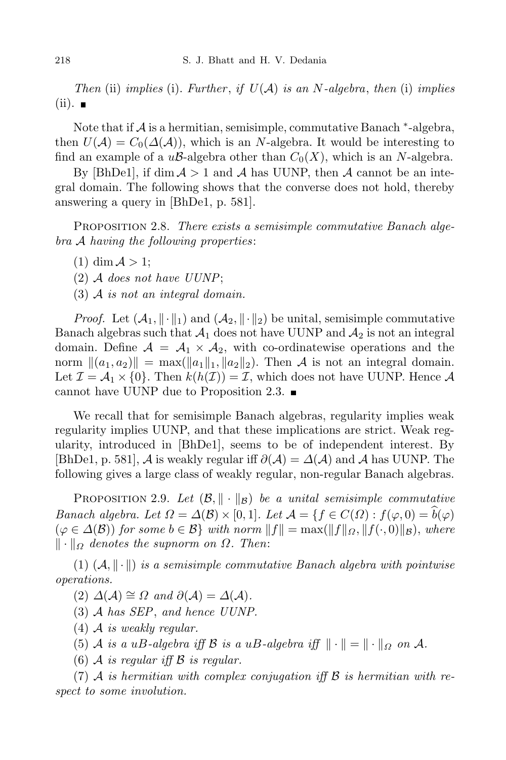*Then* (ii) *implies* (i). *Further*, *if* $U(\mathcal{A})$ *is an* $N$-*algebra*, *then* (i) *implies* (ii). ■

Note that if $\mathcal{A}$ is a hermitian, semisimple, commutative Banach $^*$-algebra, then $U(\mathcal{A}) = C_0(\Delta(\mathcal{A}))$, which is an $N$-algebra. It would be interesting to find an example of a $u\mathcal{B}$-algebra other than $C_0(X)$, which is an $N$-algebra.

By [BhDe1], if $\dim \mathcal{A} > 1$ and $\mathcal{A}$ has UUNP, then $\mathcal{A}$ cannot be an integral domain. The following shows that the converse does not hold, thereby answering a query in [BhDe1, p. 581].

Proposition 2.8. *There exists a semisimple commutative Banach algebra* $\mathcal{A}$ *having the following properties*:

(1) $\dim \mathcal{A} > 1$;

(2) $\mathcal{A}$ *does not have UUNP*;

(3) $\mathcal{A}$ *is not an integral domain.*

*Proof.* Let $(\mathcal{A}_1, \|\cdot\|_1)$ and $(\mathcal{A}_2, \|\cdot\|_2)$ be unital, semisimple commutative Banach algebras such that $\mathcal{A}_1$ does not have UUNP and $\mathcal{A}_2$ is not an integral domain. Define $\mathcal{A} = \mathcal{A}_1 \times \mathcal{A}_2$, with co-ordinatewise operations and the norm $\|(a_1, a_2)\| = \max(\|a_1\|_1, \|a_2\|_2)$. Then $\mathcal{A}$ is not an integral domain. Let $\mathcal{I} = \mathcal{A}_1 \times \{0\}$. Then $k(h(\mathcal{I})) = \mathcal{I}$, which does not have UUNP. Hence $\mathcal{A}$ cannot have UUNP due to Proposition 2.3. ■

We recall that for semisimple Banach algebras, regularity implies weak regularity implies UUNP, and that these implications are strict. Weak regularity, introduced in [BhDe1], seems to be of independent interest. By [BhDe1, p. 581], $\mathcal{A}$ is weakly regular iff $\partial(\mathcal{A}) = \Delta(\mathcal{A})$ and $\mathcal{A}$ has UUNP. The following gives a large class of weakly regular, non-regular Banach algebras.

Proposition 2.9. *Let* $(\mathcal{B}, \|\cdot\|_{\mathcal{B}})$ *be a unital semisimple commutative Banach algebra. Let* $\Omega = \Delta(\mathcal{B}) \times [0,1]$. *Let* $\mathcal{A} = \{f \in C(\Omega) : f(\varphi, 0) = \widehat{b}(\varphi)$ $(\varphi \in \Delta(\mathcal{B}))$ *for some* $b \in \mathcal{B}\}$ *with norm* $\|f\| = \max(\|f\|_{\Omega}, \|f(\cdot,0)\|_{\mathcal{B}})$, *where* $\|\cdot\|_{\Omega}$ *denotes the supnorm on* $\Omega$. *Then*:

(1) $(\mathcal{A}, \|\cdot\|)$ *is a semisimple commutative Banach algebra with pointwise operations.*

(2) $\Delta(\mathcal{A}) \cong \Omega$ *and* $\partial(\mathcal{A}) = \Delta(\mathcal{A})$.

(3) $\mathcal{A}$ *has SEP*, *and hence UUNP.*

(4) $\mathcal{A}$ *is weakly regular.*

(5) $\mathcal{A}$ *is a uB-algebra iff* $\mathcal{B}$ *is a uB-algebra iff* $\|\cdot\| = \|\cdot\|_{\Omega}$ *on* $\mathcal{A}$.

(6) $\mathcal{A}$ *is regular iff* $\mathcal{B}$ *is regular.*

(7) $\mathcal{A}$ *is hermitian with complex conjugation iff* $\mathcal{B}$ *is hermitian with respect to some involution.*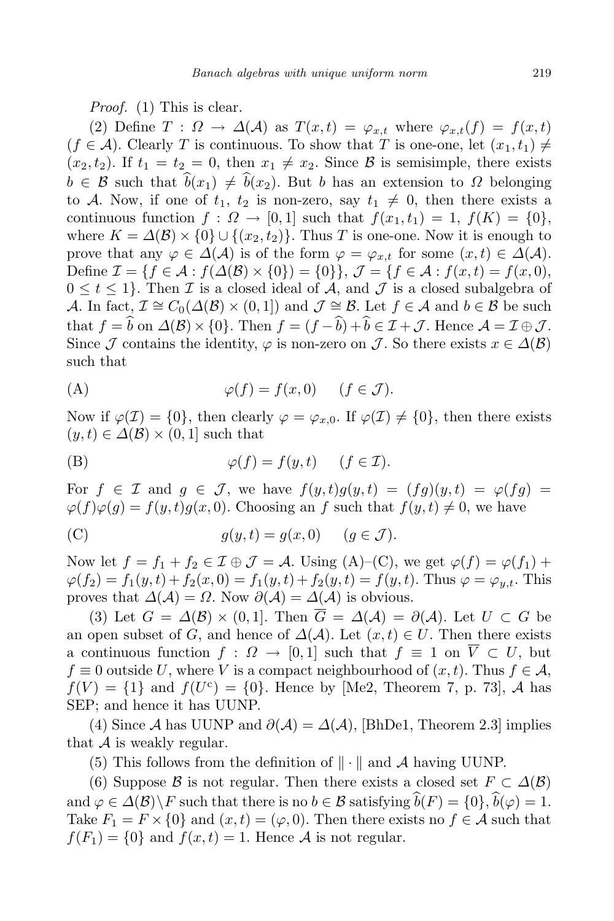*Proof.* (1) This is clear.

(2) Define $T : \Omega \to \Delta(\mathcal{A})$ as $T(x,t) = \varphi_{x,t}$ where $\varphi_{x,t}(f) = f(x,t)$ ($f \in \mathcal{A}$). Clearly $T$ is continuous. To show that $T$ is one-one, let $(x_1,t_1) \neq (x_2,t_2)$. If $t_1 = t_2 = 0$, then $x_1 \neq x_2$. Since $\mathcal{B}$ is semisimple, there exists $b \in \mathcal{B}$ such that $\widehat{b}(x_1) \neq \widehat{b}(x_2)$. But $b$ has an extension to $\Omega$ belonging to $\mathcal{A}$. Now, if one of $t_1$, $t_2$ is non-zero, say $t_1 \neq 0$, then there exists a continuous function $f : \Omega \to [0,1]$ such that $f(x_1,t_1) = 1$, $f(K) = \{0\}$, where $K = \Delta(\mathcal{B}) \times \{0\} \cup \{(x_2,t_2)\}$. Thus $T$ is one-one. Now it is enough to prove that any $\varphi \in \Delta(\mathcal{A})$ is of the form $\varphi = \varphi_{x,t}$ for some $(x,t) \in \Delta(\mathcal{A})$. Define $\mathcal{I} = \{f \in \mathcal{A} : f(\Delta(\mathcal{B}) \times \{0\}) = \{0\}\}$, $\mathcal{J} = \{f \in \mathcal{A} : f(x,t) = f(x,0),\ 0 \leq t \leq 1\}$. Then $\mathcal{I}$ is a closed ideal of $\mathcal{A}$, and $\mathcal{J}$ is a closed subalgebra of $\mathcal{A}$. In fact, $\mathcal{I} \cong C_0(\Delta(\mathcal{B}) \times (0,1])$ and $\mathcal{J} \cong \mathcal{B}$. Let $f \in \mathcal{A}$ and $b \in \mathcal{B}$ be such that $f = \widehat{b}$ on $\Delta(\mathcal{B}) \times \{0\}$. Then $f = (f - \widehat{b}) + \widehat{b} \in \mathcal{I} + \mathcal{J}$. Hence $\mathcal{A} = \mathcal{I} \oplus \mathcal{J}$. Since $\mathcal{J}$ contains the identity, $\varphi$ is non-zero on $\mathcal{J}$. So there exists $x \in \Delta(\mathcal{B})$ such that

$$\text{(A)} \qquad \varphi(f) = f(x,0) \quad (f \in \mathcal{J}).$$

Now if $\varphi(\mathcal{I}) = \{0\}$, then clearly $\varphi = \varphi_{x,0}$. If $\varphi(\mathcal{I}) \neq \{0\}$, then there exists $(y,t) \in \Delta(\mathcal{B}) \times (0,1]$ such that

$$\text{(B)} \qquad \varphi(f) = f(y,t) \quad (f \in \mathcal{I}).$$

For $f \in \mathcal{I}$ and $g \in \mathcal{J}$, we have $f(y,t)g(y,t) = (fg)(y,t) = \varphi(fg) = \varphi(f)\varphi(g) = f(y,t)g(x,0)$. Choosing an $f$ such that $f(y,t) \neq 0$, we have

$$\text{(C)} \qquad g(y,t) = g(x,0) \quad (g \in \mathcal{J}).$$

Now let $f = f_1 + f_2 \in \mathcal{I} \oplus \mathcal{J} = \mathcal{A}$. Using (A)–(C), we get $\varphi(f) = \varphi(f_1) + \varphi(f_2) = f_1(y,t) + f_2(x,0) = f_1(y,t) + f_2(y,t) = f(y,t)$. Thus $\varphi = \varphi_{y,t}$. This proves that $\Delta(\mathcal{A}) = \Omega$. Now $\partial(\mathcal{A}) = \Delta(\mathcal{A})$ is obvious.

(3) Let $G = \Delta(\mathcal{B}) \times (0,1]$. Then $\overline{G} = \Delta(\mathcal{A}) = \partial(\mathcal{A})$. Let $U \subset G$ be an open subset of $G$, and hence of $\Delta(\mathcal{A})$. Let $(x,t) \in U$. Then there exists a continuous function $f : \Omega \to [0,1]$ such that $f \equiv 1$ on $\overline{V} \subset U$, but $f \equiv 0$ outside $U$, where $V$ is a compact neighbourhood of $(x,t)$. Thus $f \in \mathcal{A}$, $f(V) = \{1\}$ and $f(U^c) = \{0\}$. Hence by [Me2, Theorem 7, p. 73], $\mathcal{A}$ has SEP; and hence it has UUNP.

(4) Since $\mathcal{A}$ has UUNP and $\partial(\mathcal{A}) = \Delta(\mathcal{A})$, [BhDe1, Theorem 2.3] implies that $\mathcal{A}$ is weakly regular.

(5) This follows from the definition of $\|\cdot\|$ and $\mathcal{A}$ having UUNP.

(6) Suppose $\mathcal{B}$ is not regular. Then there exists a closed set $F \subset \Delta(\mathcal{B})$ and $\varphi \in \Delta(\mathcal{B}) \backslash F$ such that there is no $b \in \mathcal{B}$ satisfying $\widehat{b}(F) = \{0\}$, $\widehat{b}(\varphi) = 1$. Take $F_1 = F \times \{0\}$ and $(x,t) = (\varphi, 0)$. Then there exists no $f \in \mathcal{A}$ such that $f(F_1) = \{0\}$ and $f(x,t) = 1$. Hence $\mathcal{A}$ is not regular.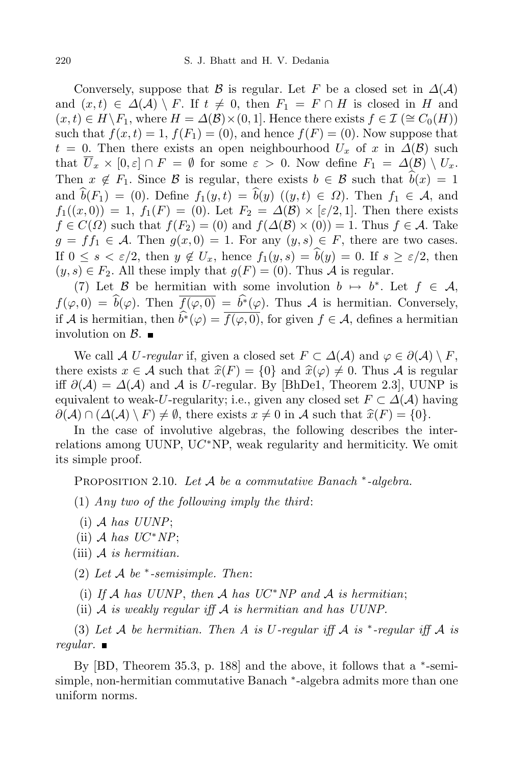Conversely, suppose that $\mathcal{B}$ is regular. Let $F$ be a closed set in $\Delta(\mathcal{A})$ and $(x,t) \in \Delta(\mathcal{A}) \setminus F$. If $t \neq 0$, then $F_1 = F \cap H$ is closed in $H$ and $(x,t) \in H \setminus F_1$, where $H = \Delta(\mathcal{B}) \times (0,1]$. Hence there exists $f \in \mathcal{I}$ $(\cong C_0(H))$ such that $f(x,t) = 1$, $f(F_1) = (0)$, and hence $f(F) = (0)$. Now suppose that $t = 0$. Then there exists an open neighbourhood $U_x$ of $x$ in $\Delta(\mathcal{B})$ such that $\overline{U}_x \times [0,\varepsilon] \cap F = \emptyset$ for some $\varepsilon > 0$. Now define $F_1 = \Delta(\mathcal{B}) \setminus U_x$. Then $x \notin F_1$. Since $\mathcal{B}$ is regular, there exists $b \in \mathcal{B}$ such that $\widehat{b}(x) = 1$ and $\widehat{b}(F_1) = (0)$. Define $f_1(y,t) = \widehat{b}(y)$ $((y,t) \in \Omega)$. Then $f_1 \in \mathcal{A}$, and $f_1((x,0)) = 1$, $f_1(F) = (0)$. Let $F_2 = \Delta(\mathcal{B}) \times [\varepsilon/2, 1]$. Then there exists $f \in C(\Omega)$ such that $f(F_2) = (0)$ and $f(\Delta(\mathcal{B}) \times (0)) = 1$. Thus $f \in \mathcal{A}$. Take $g = ff_1 \in \mathcal{A}$. Then $g(x,0) = 1$. For any $(y,s) \in F$, there are two cases. If $0 \leq s < \varepsilon/2$, then $y \notin U_x$, hence $f_1(y,s) = \widehat{b}(y) = 0$. If $s \geq \varepsilon/2$, then $(y,s) \in F_2$. All these imply that $g(F) = (0)$. Thus $\mathcal{A}$ is regular.

(7) Let $\mathcal{B}$ be hermitian with some involution $b \mapsto b^*$. Let $f \in \mathcal{A}$, $f(\varphi, 0) = \widehat{b}(\varphi)$. Then $\overline{f(\varphi,0)} = \widehat{b^*}(\varphi)$. Thus $\mathcal{A}$ is hermitian. Conversely, if $\mathcal{A}$ is hermitian, then $\widehat{b^*}(\varphi) = \overline{f(\varphi,0)}$, for given $f \in \mathcal{A}$, defines a hermitian involution on $\mathcal{B}$. ∎

We call $\mathcal{A}$ *U-regular* if, given a closed set $F \subset \Delta(\mathcal{A})$ and $\varphi \in \partial(\mathcal{A}) \setminus F$, there exists $x \in \mathcal{A}$ such that $\widehat{x}(F) = \{0\}$ and $\widehat{x}(\varphi) \neq 0$. Thus $\mathcal{A}$ is regular iff $\partial(\mathcal{A}) = \Delta(\mathcal{A})$ and $\mathcal{A}$ is $U$-regular. By [BhDe1, Theorem 2.3], UUNP is equivalent to weak-$U$-regularity; i.e., given any closed set $F \subset \Delta(\mathcal{A})$ having $\partial(\mathcal{A}) \cap (\Delta(\mathcal{A}) \setminus F) \neq \emptyset$, there exists $x \neq 0$ in $\mathcal{A}$ such that $\widehat{x}(F) = \{0\}$.

In the case of involutive algebras, the following describes the interrelations among UUNP, U$C^*$NP, weak regularity and hermiticity. We omit its simple proof.

Proposition 2.10. *Let $\mathcal{A}$ be a commutative Banach $^*$-algebra.*

(1) *Any two of the following imply the third*:

(i) *$\mathcal{A}$ has UUNP*;
(ii) *$\mathcal{A}$ has U$C^*$NP*;
(iii) *$\mathcal{A}$ is hermitian.*

(2) *Let $\mathcal{A}$ be $^*$-semisimple. Then*:

(i) *If $\mathcal{A}$ has UUNP, then $\mathcal{A}$ has U$C^*$NP and $\mathcal{A}$ is hermitian*;
(ii) *$\mathcal{A}$ is weakly regular iff $\mathcal{A}$ is hermitian and has UUNP.*

(3) *Let $\mathcal{A}$ be hermitian. Then $A$ is $U$-regular iff $\mathcal{A}$ is $^*$-regular iff $\mathcal{A}$ is regular.* ∎

By [BD, Theorem 35.3, p. 188] and the above, it follows that a $^*$-semisimple, non-hermitian commutative Banach $^*$-algebra admits more than one uniform norms.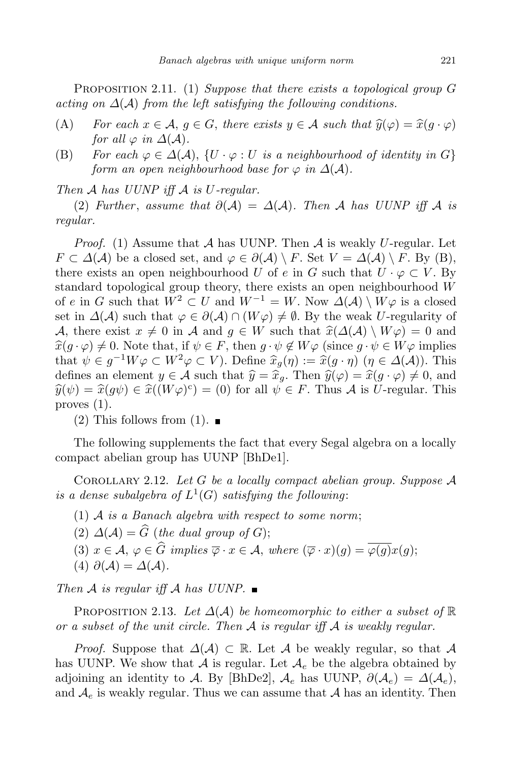PROPOSITION 2.11. (1) *Suppose that there exists a topological group $G$ acting on $\Delta(\mathcal{A})$ from the left satisfying the following conditions.*

(A) *For each $x \in \mathcal{A}$, $g \in G$, there exists $y \in \mathcal{A}$ such that $\widehat{y}(\varphi) = \widehat{x}(g \cdot \varphi)$ for all $\varphi$ in $\Delta(\mathcal{A})$.*

(B) *For each $\varphi \in \Delta(\mathcal{A})$, $\{U \cdot \varphi : U$ is a neighbourhood of identity in $G\}$ form an open neighbourhood base for $\varphi$ in $\Delta(\mathcal{A})$.*

*Then $\mathcal{A}$ has UUNP iff $\mathcal{A}$ is $U$-regular.*

(2) *Further, assume that $\partial(\mathcal{A}) = \Delta(\mathcal{A})$. Then $\mathcal{A}$ has UUNP iff $\mathcal{A}$ is regular.*

*Proof.* (1) Assume that $\mathcal{A}$ has UUNP. Then $\mathcal{A}$ is weakly $U$-regular. Let $F \subset \Delta(\mathcal{A})$ be a closed set, and $\varphi \in \partial(\mathcal{A}) \setminus F$. Set $V = \Delta(\mathcal{A}) \setminus F$. By (B), there exists an open neighbourhood $U$ of $e$ in $G$ such that $U \cdot \varphi \subset V$. By standard topological group theory, there exists an open neighbourhood $W$ of $e$ in $G$ such that $W^2 \subset U$ and $W^{-1} = W$. Now $\Delta(\mathcal{A}) \setminus W\varphi$ is a closed set in $\Delta(\mathcal{A})$ such that $\varphi \in \partial(\mathcal{A}) \cap (W\varphi) \neq \emptyset$. By the weak $U$-regularity of $\mathcal{A}$, there exist $x \neq 0$ in $\mathcal{A}$ and $g \in W$ such that $\widehat{x}(\Delta(\mathcal{A}) \setminus W\varphi) = 0$ and $\widehat{x}(g \cdot \varphi) \neq 0$. Note that, if $\psi \in F$, then $g \cdot \psi \notin W\varphi$ (since $g \cdot \psi \in W\varphi$ implies that $\psi \in g^{-1}W\varphi \subset W^2\varphi \subset V$). Define $\widehat{x}_g(\eta) := \widehat{x}(g \cdot \eta)$ ($\eta \in \Delta(\mathcal{A})$). This defines an element $y \in \mathcal{A}$ such that $\widehat{y} = \widehat{x}_g$. Then $\widehat{y}(\varphi) = \widehat{x}(g \cdot \varphi) \neq 0$, and $\widehat{y}(\psi) = \widehat{x}(g\psi) \in \widehat{x}((W\varphi)^c) = (0)$ for all $\psi \in F$. Thus $\mathcal{A}$ is $U$-regular. This proves (1).

(2) This follows from (1). ∎

The following supplements the fact that every Segal algebra on a locally compact abelian group has UUNP [BhDe1].

COROLLARY 2.12. *Let $G$ be a locally compact abelian group. Suppose $\mathcal{A}$ is a dense subalgebra of $L^1(G)$ satisfying the following*:

(1) *$\mathcal{A}$ is a Banach algebra with respect to some norm*;

(2) *$\Delta(\mathcal{A}) = \widehat{G}$ (the dual group of $G$)*;

(3) *$x \in \mathcal{A}$, $\varphi \in \widehat{G}$ implies $\overline{\varphi} \cdot x \in \mathcal{A}$, where $(\overline{\varphi} \cdot x)(g) = \overline{\varphi(g)}x(g)$*;

(4) *$\partial(\mathcal{A}) = \Delta(\mathcal{A})$.*

*Then $\mathcal{A}$ is regular iff $\mathcal{A}$ has UUNP.* ∎

PROPOSITION 2.13. *Let $\Delta(\mathcal{A})$ be homeomorphic to either a subset of $\mathbb{R}$ or a subset of the unit circle. Then $\mathcal{A}$ is regular iff $\mathcal{A}$ is weakly regular.*

*Proof.* Suppose that $\Delta(\mathcal{A}) \subset \mathbb{R}$. Let $\mathcal{A}$ be weakly regular, so that $\mathcal{A}$ has UUNP. We show that $\mathcal{A}$ is regular. Let $\mathcal{A}_e$ be the algebra obtained by adjoining an identity to $\mathcal{A}$. By [BhDe2], $\mathcal{A}_e$ has UUNP, $\partial(\mathcal{A}_e) = \Delta(\mathcal{A}_e)$, and $\mathcal{A}_e$ is weakly regular. Thus we can assume that $\mathcal{A}$ has an identity. Then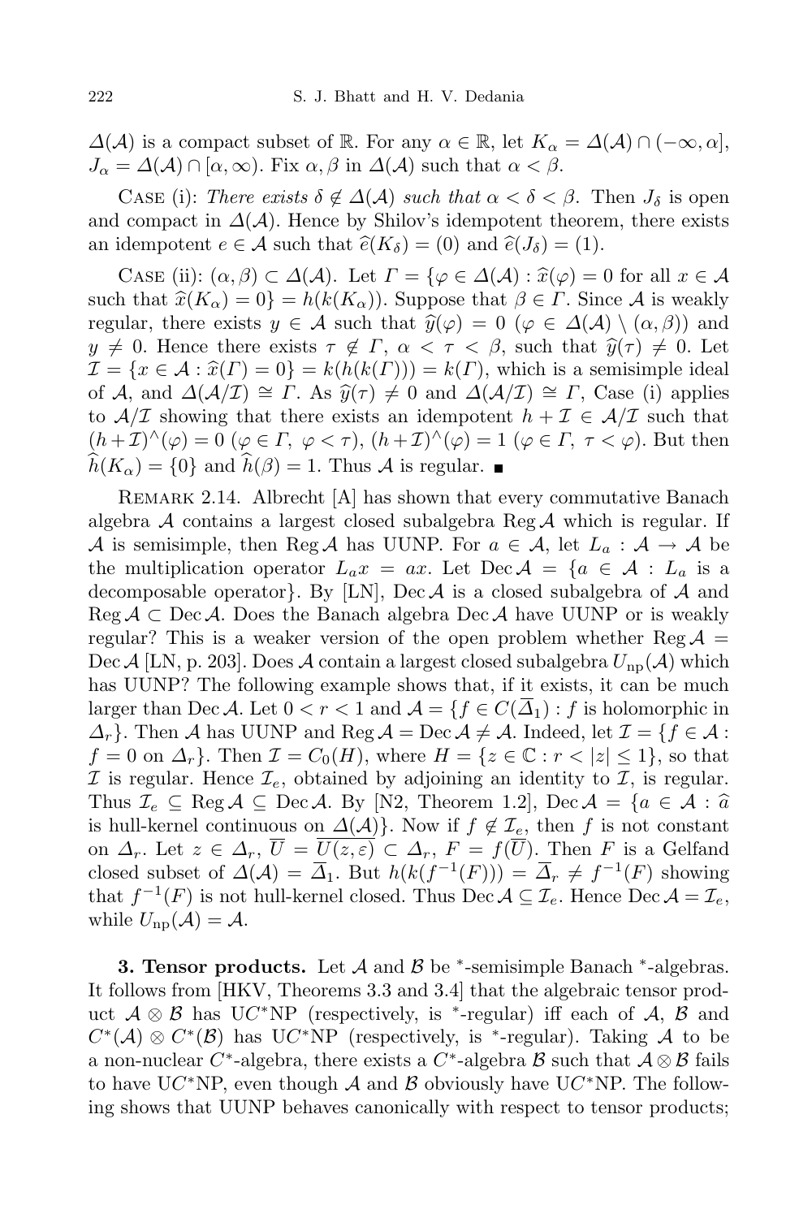$\Delta(\mathcal{A})$ is a compact subset of $\mathbb{R}$. For any $\alpha \in \mathbb{R}$, let $K_\alpha = \Delta(\mathcal{A}) \cap (-\infty, \alpha]$, $J_\alpha = \Delta(\mathcal{A}) \cap [\alpha, \infty)$. Fix $\alpha, \beta$ in $\Delta(\mathcal{A})$ such that $\alpha < \beta$.

Case (i): *There exists $\delta \notin \Delta(\mathcal{A})$ such that $\alpha < \delta < \beta$.* Then $J_\delta$ is open and compact in $\Delta(\mathcal{A})$. Hence by Shilov's idempotent theorem, there exists an idempotent $e \in \mathcal{A}$ such that $\widehat{e}(K_\delta) = (0)$ and $\widehat{e}(J_\delta) = (1)$.

Case (ii): $(\alpha, \beta) \subset \Delta(\mathcal{A})$. Let $\Gamma = \{\varphi \in \Delta(\mathcal{A}) : \widehat{x}(\varphi) = 0$ for all $x \in \mathcal{A}$ such that $\widehat{x}(K_\alpha) = 0\} = h(k(K_\alpha))$. Suppose that $\beta \in \Gamma$. Since $\mathcal{A}$ is weakly regular, there exists $y \in \mathcal{A}$ such that $\widehat{y}(\varphi) = 0$ $(\varphi \in \Delta(\mathcal{A}) \setminus (\alpha, \beta))$ and $y \neq 0$. Hence there exists $\tau \notin \Gamma$, $\alpha < \tau < \beta$, such that $\widehat{y}(\tau) \neq 0$. Let $\mathcal{I} = \{x \in \mathcal{A} : \widehat{x}(\Gamma) = 0\} = k(h(k(\Gamma))) = k(\Gamma)$, which is a semisimple ideal of $\mathcal{A}$, and $\Delta(\mathcal{A}/\mathcal{I}) \cong \Gamma$. As $\widehat{y}(\tau) \neq 0$ and $\Delta(\mathcal{A}/\mathcal{I}) \cong \Gamma$, Case (i) applies to $\mathcal{A}/\mathcal{I}$ showing that there exists an idempotent $h + \mathcal{I} \in \mathcal{A}/\mathcal{I}$ such that $(h+\mathcal{I})^\wedge(\varphi) = 0$ $(\varphi \in \Gamma,\ \varphi < \tau)$, $(h+\mathcal{I})^\wedge(\varphi) = 1$ $(\varphi \in \Gamma,\ \tau < \varphi)$. But then $\widehat{h}(K_\alpha) = \{0\}$ and $\widehat{h}(\beta) = 1$. Thus $\mathcal{A}$ is regular. ∎

Remark 2.14. Albrecht [A] has shown that every commutative Banach algebra $\mathcal{A}$ contains a largest closed subalgebra $\operatorname{Reg}\mathcal{A}$ which is regular. If $\mathcal{A}$ is semisimple, then $\operatorname{Reg}\mathcal{A}$ has UUNP. For $a \in \mathcal{A}$, let $L_a : \mathcal{A} \to \mathcal{A}$ be the multiplication operator $L_a x = ax$. Let $\operatorname{Dec}\mathcal{A} = \{a \in \mathcal{A} : L_a$ is a decomposable operator$\}$. By [LN], $\operatorname{Dec}\mathcal{A}$ is a closed subalgebra of $\mathcal{A}$ and $\operatorname{Reg}\mathcal{A} \subset \operatorname{Dec}\mathcal{A}$. Does the Banach algebra $\operatorname{Dec}\mathcal{A}$ have UUNP or is weakly regular? This is a weaker version of the open problem whether $\operatorname{Reg}\mathcal{A} = \operatorname{Dec}\mathcal{A}$ [LN, p. 203]. Does $\mathcal{A}$ contain a largest closed subalgebra $U_{\mathrm{np}}(\mathcal{A})$ which has UUNP? The following example shows that, if it exists, it can be much larger than $\operatorname{Dec}\mathcal{A}$. Let $0 < r < 1$ and $\mathcal{A} = \{f \in C(\overline{\Delta}_1) : f$ is holomorphic in $\Delta_r\}$. Then $\mathcal{A}$ has UUNP and $\operatorname{Reg}\mathcal{A} = \operatorname{Dec}\mathcal{A} \neq \mathcal{A}$. Indeed, let $\mathcal{I} = \{f \in \mathcal{A} : f = 0$ on $\Delta_r\}$. Then $\mathcal{I} = C_0(H)$, where $H = \{z \in \mathbb{C} : r < |z| \leq 1\}$, so that $\mathcal{I}$ is regular. Hence $\mathcal{I}_e$, obtained by adjoining an identity to $\mathcal{I}$, is regular. Thus $\mathcal{I}_e \subseteq \operatorname{Reg}\mathcal{A} \subseteq \operatorname{Dec}\mathcal{A}$. By [N2, Theorem 1.2], $\operatorname{Dec}\mathcal{A} = \{a \in \mathcal{A} : \widehat{a}$ is hull-kernel continuous on $\Delta(\mathcal{A})\}$. Now if $f \notin \mathcal{I}_e$, then $f$ is not constant on $\Delta_r$. Let $z \in \Delta_r$, $\overline{U} = \overline{U(z, \varepsilon)} \subset \Delta_r$, $F = f(\overline{U})$. Then $F$ is a Gelfand closed subset of $\Delta(\mathcal{A}) = \overline{\Delta}_1$. But $h(k(f^{-1}(F))) = \overline{\Delta}_r \neq f^{-1}(F)$ showing that $f^{-1}(F)$ is not hull-kernel closed. Thus $\operatorname{Dec}\mathcal{A} \subseteq \mathcal{I}_e$. Hence $\operatorname{Dec}\mathcal{A} = \mathcal{I}_e$, while $U_{\mathrm{np}}(\mathcal{A}) = \mathcal{A}$.

## 3. Tensor products.

Let $\mathcal{A}$ and $\mathcal{B}$ be $^*$-semisimple Banach $^*$-algebras. It follows from [HKV, Theorems 3.3 and 3.4] that the algebraic tensor product $\mathcal{A} \otimes \mathcal{B}$ has UC$^*$NP (respectively, is $^*$-regular) iff each of $\mathcal{A}$, $\mathcal{B}$ and $C^*(\mathcal{A}) \otimes C^*(\mathcal{B})$ has UC$^*$NP (respectively, is $^*$-regular). Taking $\mathcal{A}$ to be a non-nuclear $C^*$-algebra, there exists a $C^*$-algebra $\mathcal{B}$ such that $\mathcal{A} \otimes \mathcal{B}$ fails to have UC$^*$NP, even though $\mathcal{A}$ and $\mathcal{B}$ obviously have UC$^*$NP. The following shows that UUNP behaves canonically with respect to tensor products;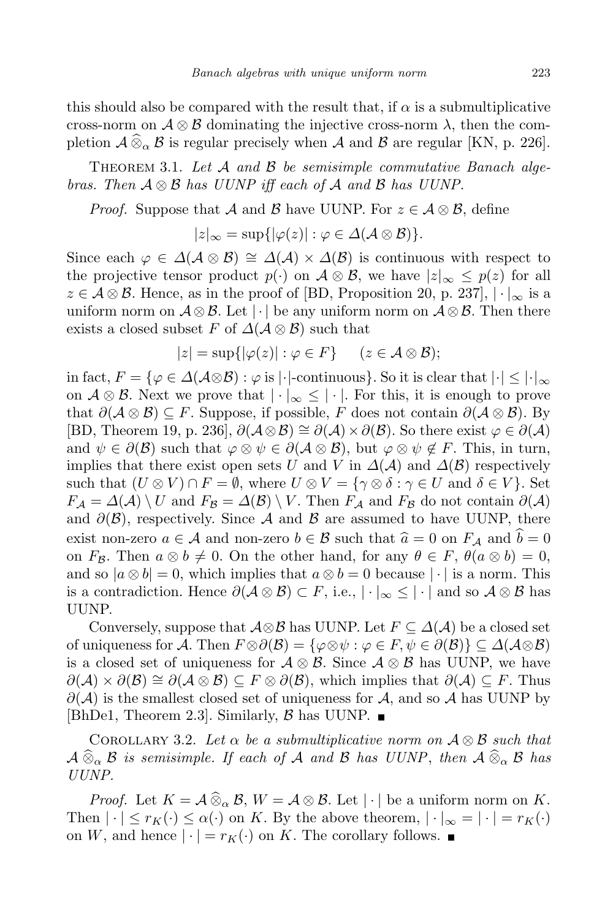this should also be compared with the result that, if $\alpha$ is a submultiplicative cross-norm on $\mathcal{A} \otimes \mathcal{B}$ dominating the injective cross-norm $\lambda$, then the completion $\mathcal{A} \widehat{\otimes}_\alpha \mathcal{B}$ is regular precisely when $\mathcal{A}$ and $\mathcal{B}$ are regular [KN, p. 226].

Theorem 3.1. *Let $\mathcal{A}$ and $\mathcal{B}$ be semisimple commutative Banach algebras. Then $\mathcal{A} \otimes \mathcal{B}$ has UUNP iff each of $\mathcal{A}$ and $\mathcal{B}$ has UUNP.*

*Proof.* Suppose that $\mathcal{A}$ and $\mathcal{B}$ have UUNP. For $z \in \mathcal{A} \otimes \mathcal{B}$, define

$$|z|_\infty = \sup\{|\varphi(z)| : \varphi \in \Delta(\mathcal{A} \otimes \mathcal{B})\}.$$

Since each $\varphi \in \Delta(\mathcal{A} \otimes \mathcal{B}) \cong \Delta(\mathcal{A}) \times \Delta(\mathcal{B})$ is continuous with respect to the projective tensor product $p(\cdot)$ on $\mathcal{A} \otimes \mathcal{B}$, we have $|z|_\infty \leq p(z)$ for all $z \in \mathcal{A} \otimes \mathcal{B}$. Hence, as in the proof of [BD, Proposition 20, p. 237], $|\cdot|_\infty$ is a uniform norm on $\mathcal{A} \otimes \mathcal{B}$. Let $|\cdot|$ be any uniform norm on $\mathcal{A} \otimes \mathcal{B}$. Then there exists a closed subset $F$ of $\Delta(\mathcal{A} \otimes \mathcal{B})$ such that

$$|z| = \sup\{|\varphi(z)| : \varphi \in F\} \qquad (z \in \mathcal{A} \otimes \mathcal{B});$$

in fact, $F = \{\varphi \in \Delta(\mathcal{A} \otimes \mathcal{B}) : \varphi \text{ is } |\cdot|\text{-continuous}\}$. So it is clear that $|\cdot| \leq |\cdot|_\infty$ on $\mathcal{A} \otimes \mathcal{B}$. Next we prove that $|\cdot|_\infty \leq |\cdot|$. For this, it is enough to prove that $\partial(\mathcal{A} \otimes \mathcal{B}) \subseteq F$. Suppose, if possible, $F$ does not contain $\partial(\mathcal{A} \otimes \mathcal{B})$. By [BD, Theorem 19, p. 236], $\partial(\mathcal{A} \otimes \mathcal{B}) \cong \partial(\mathcal{A}) \times \partial(\mathcal{B})$. So there exist $\varphi \in \partial(\mathcal{A})$ and $\psi \in \partial(\mathcal{B})$ such that $\varphi \otimes \psi \in \partial(\mathcal{A} \otimes \mathcal{B})$, but $\varphi \otimes \psi \notin F$. This, in turn, implies that there exist open sets $U$ and $V$ in $\Delta(\mathcal{A})$ and $\Delta(\mathcal{B})$ respectively such that $(U \otimes V) \cap F = \emptyset$, where $U \otimes V = \{\gamma \otimes \delta : \gamma \in U \text{ and } \delta \in V\}$. Set $F_\mathcal{A} = \Delta(\mathcal{A}) \setminus U$ and $F_\mathcal{B} = \Delta(\mathcal{B}) \setminus V$. Then $F_\mathcal{A}$ and $F_\mathcal{B}$ do not contain $\partial(\mathcal{A})$ and $\partial(\mathcal{B})$, respectively. Since $\mathcal{A}$ and $\mathcal{B}$ are assumed to have UUNP, there exist non-zero $a \in \mathcal{A}$ and non-zero $b \in \mathcal{B}$ such that $\widehat{a} = 0$ on $F_\mathcal{A}$ and $\widehat{b} = 0$ on $F_\mathcal{B}$. Then $a \otimes b \neq 0$. On the other hand, for any $\theta \in F$, $\theta(a \otimes b) = 0$, and so $|a \otimes b| = 0$, which implies that $a \otimes b = 0$ because $|\cdot|$ is a norm. This is a contradiction. Hence $\partial(\mathcal{A} \otimes \mathcal{B}) \subset F$, i.e., $|\cdot|_\infty \leq |\cdot|$ and so $\mathcal{A} \otimes \mathcal{B}$ has UUNP.

Conversely, suppose that $\mathcal{A} \otimes \mathcal{B}$ has UUNP. Let $F \subseteq \Delta(\mathcal{A})$ be a closed set of uniqueness for $\mathcal{A}$. Then $F \otimes \partial(\mathcal{B}) = \{\varphi \otimes \psi : \varphi \in F, \psi \in \partial(\mathcal{B})\} \subseteq \Delta(\mathcal{A} \otimes \mathcal{B})$ is a closed set of uniqueness for $\mathcal{A} \otimes \mathcal{B}$. Since $\mathcal{A} \otimes \mathcal{B}$ has UUNP, we have $\partial(\mathcal{A}) \times \partial(\mathcal{B}) \cong \partial(\mathcal{A} \otimes \mathcal{B}) \subseteq F \otimes \partial(\mathcal{B})$, which implies that $\partial(\mathcal{A}) \subseteq F$. Thus $\partial(\mathcal{A})$ is the smallest closed set of uniqueness for $\mathcal{A}$, and so $\mathcal{A}$ has UUNP by [BhDe1, Theorem 2.3]. Similarly, $\mathcal{B}$ has UUNP. ∎

Corollary 3.2. *Let $\alpha$ be a submultiplicative norm on $\mathcal{A} \otimes \mathcal{B}$ such that $\mathcal{A} \widehat{\otimes}_\alpha \mathcal{B}$ is semisimple. If each of $\mathcal{A}$ and $\mathcal{B}$ has UUNP, then $\mathcal{A} \widehat{\otimes}_\alpha \mathcal{B}$ has UUNP.*

*Proof.* Let $K = \mathcal{A} \widehat{\otimes}_\alpha \mathcal{B}$, $W = \mathcal{A} \otimes \mathcal{B}$. Let $|\cdot|$ be a uniform norm on $K$. Then $|\cdot| \leq r_K(\cdot) \leq \alpha(\cdot)$ on $K$. By the above theorem, $|\cdot|_\infty = |\cdot| = r_K(\cdot)$ on $W$, and hence $|\cdot| = r_K(\cdot)$ on $K$. The corollary follows. ∎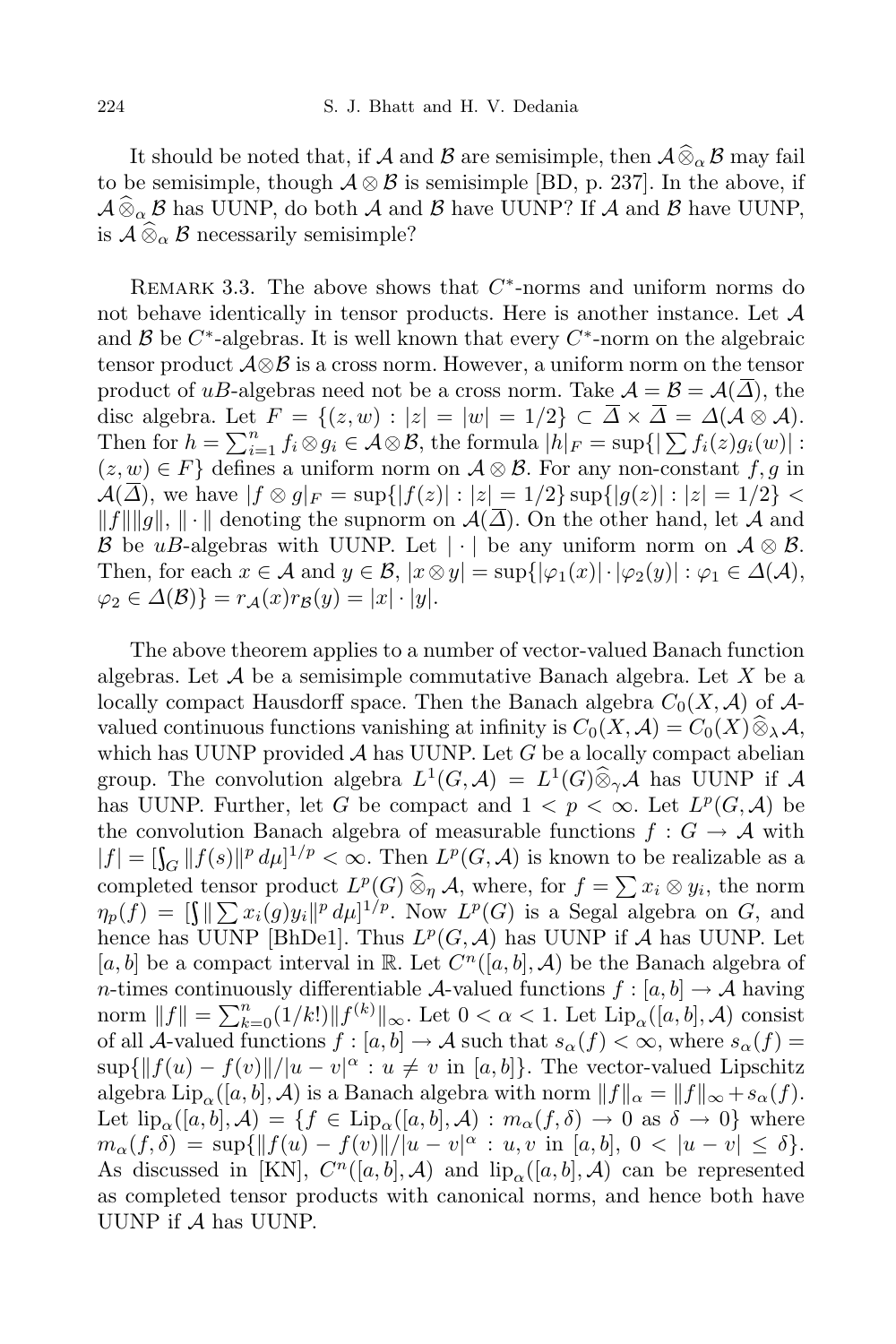It should be noted that, if $\mathcal{A}$ and $\mathcal{B}$ are semisimple, then $\mathcal{A}\,\widehat{\otimes}_\alpha\,\mathcal{B}$ may fail to be semisimple, though $\mathcal{A}\otimes\mathcal{B}$ is semisimple [BD, p. 237]. In the above, if $\mathcal{A}\,\widehat{\otimes}_\alpha\,\mathcal{B}$ has UUNP, do both $\mathcal{A}$ and $\mathcal{B}$ have UUNP? If $\mathcal{A}$ and $\mathcal{B}$ have UUNP, is $\mathcal{A}\,\widehat{\otimes}_\alpha\,\mathcal{B}$ necessarily semisimple?

Remark 3.3. The above shows that $C^*$-norms and uniform norms do not behave identically in tensor products. Here is another instance. Let $\mathcal{A}$ and $\mathcal{B}$ be $C^*$-algebras. It is well known that every $C^*$-norm on the algebraic tensor product $\mathcal{A}\otimes\mathcal{B}$ is a cross norm. However, a uniform norm on the tensor product of $uB$-algebras need not be a cross norm. Take $\mathcal{A}=\mathcal{B}=\mathcal{A}(\overline{\Delta})$, the disc algebra. Let $F=\{(z,w):|z|=|w|=1/2\}\subset\overline{\Delta}\times\overline{\Delta}=\Delta(\mathcal{A}\otimes\mathcal{A})$. Then for $h=\sum_{i=1}^n f_i\otimes g_i\in\mathcal{A}\otimes\mathcal{B}$, the formula $|h|_F=\sup\{|\sum f_i(z)g_i(w)|:(z,w)\in F\}$ defines a uniform norm on $\mathcal{A}\otimes\mathcal{B}$. For any non-constant $f,g$ in $\mathcal{A}(\overline{\Delta})$, we have $|f\otimes g|_F=\sup\{|f(z)|:|z|=1/2\}\sup\{|g(z)|:|z|=1/2\}<\|f\|\|g\|$, $\|\cdot\|$ denoting the supnorm on $\mathcal{A}(\overline{\Delta})$. On the other hand, let $\mathcal{A}$ and $\mathcal{B}$ be $uB$-algebras with UUNP. Let $|\cdot|$ be any uniform norm on $\mathcal{A}\otimes\mathcal{B}$. Then, for each $x\in\mathcal{A}$ and $y\in\mathcal{B}$, $|x\otimes y|=\sup\{|\varphi_1(x)|\cdot|\varphi_2(y)|:\varphi_1\in\Delta(\mathcal{A}),\ \varphi_2\in\Delta(\mathcal{B})\}=r_{\mathcal{A}}(x)r_{\mathcal{B}}(y)=|x|\cdot|y|$.

The above theorem applies to a number of vector-valued Banach function algebras. Let $\mathcal{A}$ be a semisimple commutative Banach algebra. Let $X$ be a locally compact Hausdorff space. Then the Banach algebra $C_0(X,\mathcal{A})$ of $\mathcal{A}$-valued continuous functions vanishing at infinity is $C_0(X,\mathcal{A})=C_0(X)\,\widehat{\otimes}_\lambda\,\mathcal{A}$, which has UUNP provided $\mathcal{A}$ has UUNP. Let $G$ be a locally compact abelian group. The convolution algebra $L^1(G,\mathcal{A})=L^1(G)\widehat{\otimes}_\gamma\mathcal{A}$ has UUNP if $\mathcal{A}$ has UUNP. Further, let $G$ be compact and $1<p<\infty$. Let $L^p(G,\mathcal{A})$ be the convolution Banach algebra of measurable functions $f:G\to\mathcal{A}$ with $|f|=[\int_G\|f(s)\|^p\,d\mu]^{1/p}<\infty$. Then $L^p(G,\mathcal{A})$ is known to be realizable as a completed tensor product $L^p(G)\,\widehat{\otimes}_\eta\,\mathcal{A}$, where, for $f=\sum x_i\otimes y_i$, the norm $\eta_p(f)=[\int\|\sum x_i(g)y_i\|^p\,d\mu]^{1/p}$. Now $L^p(G)$ is a Segal algebra on $G$, and hence has UUNP [BhDe1]. Thus $L^p(G,\mathcal{A})$ has UUNP if $\mathcal{A}$ has UUNP. Let $[a,b]$ be a compact interval in $\mathbb{R}$. Let $C^n([a,b],\mathcal{A})$ be the Banach algebra of $n$-times continuously differentiable $\mathcal{A}$-valued functions $f:[a,b]\to\mathcal{A}$ having norm $\|f\|=\sum_{k=0}^n(1/k!)\|f^{(k)}\|_\infty$. Let $0<\alpha<1$. Let $\mathrm{Lip}_\alpha([a,b],\mathcal{A})$ consist of all $\mathcal{A}$-valued functions $f:[a,b]\to\mathcal{A}$ such that $s_\alpha(f)<\infty$, where $s_\alpha(f)=\sup\{\|f(u)-f(v)\|/|u-v|^\alpha:u\neq v\text{ in }[a,b]\}$. The vector-valued Lipschitz algebra $\mathrm{Lip}_\alpha([a,b],\mathcal{A})$ is a Banach algebra with norm $\|f\|_\alpha=\|f\|_\infty+s_\alpha(f)$. Let $\mathrm{lip}_\alpha([a,b],\mathcal{A})=\{f\in\mathrm{Lip}_\alpha([a,b],\mathcal{A}):m_\alpha(f,\delta)\to0\text{ as }\delta\to0\}$ where $m_\alpha(f,\delta)=\sup\{\|f(u)-f(v)\|/|u-v|^\alpha:u,v\text{ in }[a,b],\ 0<|u-v|\le\delta\}$. As discussed in [KN], $C^n([a,b],\mathcal{A})$ and $\mathrm{lip}_\alpha([a,b],\mathcal{A})$ can be represented as completed tensor products with canonical norms, and hence both have UUNP if $\mathcal{A}$ has UUNP.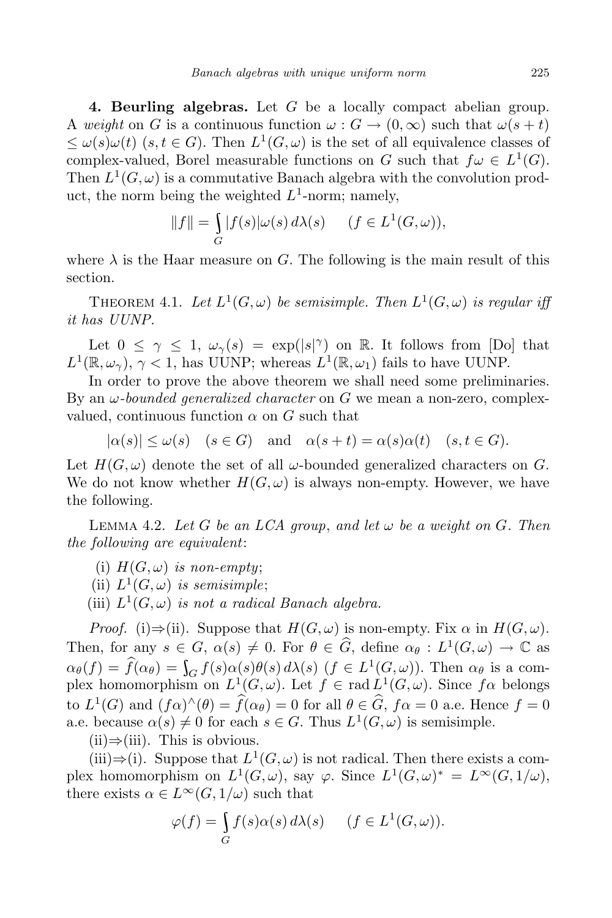**4. Beurling algebras.** Let $G$ be a locally compact abelian group. A *weight* on $G$ is a continuous function $\omega : G \to (0,\infty)$ such that $\omega(s+t) \leq \omega(s)\omega(t)$ $(s,t \in G)$. Then $L^1(G,\omega)$ is the set of all equivalence classes of complex-valued, Borel measurable functions on $G$ such that $f\omega \in L^1(G)$. Then $L^1(G,\omega)$ is a commutative Banach algebra with the convolution product, the norm being the weighted $L^1$-norm; namely,

$$\|f\| = \int_G |f(s)|\omega(s)\,d\lambda(s) \qquad (f \in L^1(G,\omega)),$$

where $\lambda$ is the Haar measure on $G$. The following is the main result of this section.

Theorem 4.1. *Let $L^1(G,\omega)$ be semisimple. Then $L^1(G,\omega)$ is regular iff it has UUNP.*

Let $0 \leq \gamma \leq 1$, $\omega_\gamma(s) = \exp(|s|^\gamma)$ on $\mathbb{R}$. It follows from [Do] that $L^1(\mathbb{R},\omega_\gamma)$, $\gamma < 1$, has UUNP; whereas $L^1(\mathbb{R},\omega_1)$ fails to have UUNP.

In order to prove the above theorem we shall need some preliminaries. By an *$\omega$-bounded generalized character* on $G$ we mean a non-zero, complex-valued, continuous function $\alpha$ on $G$ such that

$$|\alpha(s)| \leq \omega(s) \quad (s \in G) \quad \text{and} \quad \alpha(s+t) = \alpha(s)\alpha(t) \quad (s,t \in G).$$

Let $H(G,\omega)$ denote the set of all $\omega$-bounded generalized characters on $G$. We do not know whether $H(G,\omega)$ is always non-empty. However, we have the following.

Lemma 4.2. *Let $G$ be an LCA group, and let $\omega$ be a weight on $G$. Then the following are equivalent*:

(i) *$H(G,\omega)$ is non-empty*;
(ii) *$L^1(G,\omega)$ is semisimple*;
(iii) *$L^1(G,\omega)$ is not a radical Banach algebra.*

*Proof.* (i)$\Rightarrow$(ii). Suppose that $H(G,\omega)$ is non-empty. Fix $\alpha$ in $H(G,\omega)$. Then, for any $s \in G$, $\alpha(s) \neq 0$. For $\theta \in \widehat{G}$, define $\alpha_\theta : L^1(G,\omega) \to \mathbb{C}$ as $\alpha_\theta(f) = \widehat{f}(\alpha_\theta) = \int_G f(s)\alpha(s)\theta(s)\,d\lambda(s)$ $(f \in L^1(G,\omega))$. Then $\alpha_\theta$ is a complex homomorphism on $L^1(G,\omega)$. Let $f \in \operatorname{rad} L^1(G,\omega)$. Since $f\alpha$ belongs to $L^1(G)$ and $(f\alpha)^\wedge(\theta) = \widehat{f}(\alpha_\theta) = 0$ for all $\theta \in \widehat{G}$, $f\alpha = 0$ a.e. Hence $f = 0$ a.e. because $\alpha(s) \neq 0$ for each $s \in G$. Thus $L^1(G,\omega)$ is semisimple.

(ii)$\Rightarrow$(iii). This is obvious.

(iii)$\Rightarrow$(i). Suppose that $L^1(G,\omega)$ is not radical. Then there exists a complex homomorphism on $L^1(G,\omega)$, say $\varphi$. Since $L^1(G,\omega)^* = L^\infty(G,1/\omega)$, there exists $\alpha \in L^\infty(G,1/\omega)$ such that

$$\varphi(f) = \int_G f(s)\alpha(s)\,d\lambda(s) \qquad (f \in L^1(G,\omega)).$$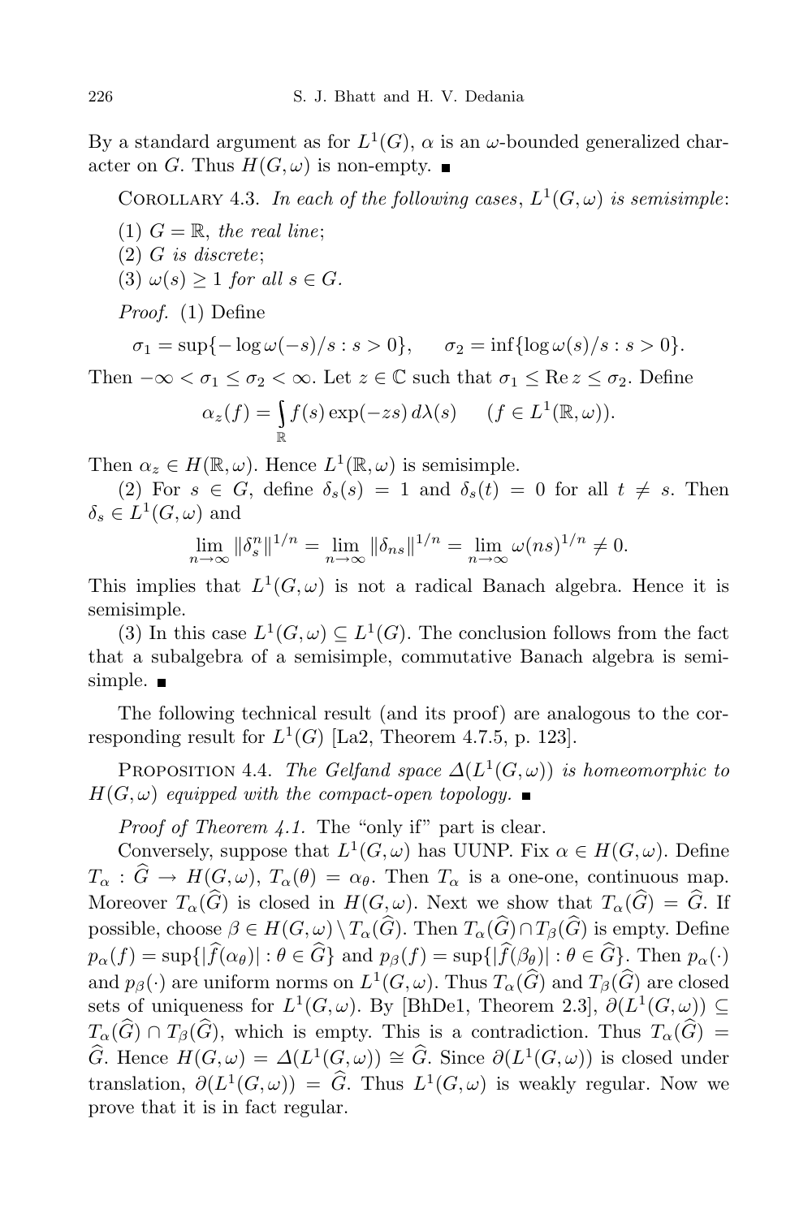By a standard argument as for $L^1(G)$, $\alpha$ is an $\omega$-bounded generalized character on $G$. Thus $H(G,\omega)$ is non-empty. ∎

COROLLARY 4.3. *In each of the following cases*, $L^1(G,\omega)$ *is semisimple*:

(1) $G = \mathbb{R}$, *the real line*;

(2) $G$ *is discrete*;

(3) $\omega(s) \geq 1$ *for all* $s \in G$.

*Proof.* (1) Define

$$\sigma_1 = \sup\{-\log \omega(-s)/s : s > 0\}, \qquad \sigma_2 = \inf\{\log \omega(s)/s : s > 0\}.$$

Then $-\infty < \sigma_1 \leq \sigma_2 < \infty$. Let $z \in \mathbb{C}$ such that $\sigma_1 \leq \operatorname{Re} z \leq \sigma_2$. Define

$$\alpha_z(f) = \int_{\mathbb{R}} f(s) \exp(-zs)\, d\lambda(s) \qquad (f \in L^1(\mathbb{R},\omega)).$$

Then $\alpha_z \in H(\mathbb{R},\omega)$. Hence $L^1(\mathbb{R},\omega)$ is semisimple.

(2) For $s \in G$, define $\delta_s(s) = 1$ and $\delta_s(t) = 0$ for all $t \neq s$. Then $\delta_s \in L^1(G,\omega)$ and

$$\lim_{n\to\infty} \|\delta_s^n\|^{1/n} = \lim_{n\to\infty} \|\delta_{ns}\|^{1/n} = \lim_{n\to\infty} \omega(ns)^{1/n} \neq 0.$$

This implies that $L^1(G,\omega)$ is not a radical Banach algebra. Hence it is semisimple.

(3) In this case $L^1(G,\omega) \subseteq L^1(G)$. The conclusion follows from the fact that a subalgebra of a semisimple, commutative Banach algebra is semisimple. ∎

The following technical result (and its proof) are analogous to the corresponding result for $L^1(G)$ [La2, Theorem 4.7.5, p. 123].

PROPOSITION 4.4. *The Gelfand space* $\Delta(L^1(G,\omega))$ *is homeomorphic to* $H(G,\omega)$ *equipped with the compact-open topology.* ∎

*Proof of Theorem 4.1.* The "only if" part is clear.

Conversely, suppose that $L^1(G,\omega)$ has UUNP. Fix $\alpha \in H(G,\omega)$. Define $T_\alpha : \widehat{G} \to H(G,\omega)$, $T_\alpha(\theta) = \alpha_\theta$. Then $T_\alpha$ is a one-one, continuous map. Moreover $T_\alpha(\widehat{G})$ is closed in $H(G,\omega)$. Next we show that $T_\alpha(\widehat{G}) = \widehat{G}$. If possible, choose $\beta \in H(G,\omega) \setminus T_\alpha(\widehat{G})$. Then $T_\alpha(\widehat{G}) \cap T_\beta(\widehat{G})$ is empty. Define $p_\alpha(f) = \sup\{|\widehat{f}(\alpha_\theta)| : \theta \in \widehat{G}\}$ and $p_\beta(f) = \sup\{|\widehat{f}(\beta_\theta)| : \theta \in \widehat{G}\}$. Then $p_\alpha(\cdot)$ and $p_\beta(\cdot)$ are uniform norms on $L^1(G,\omega)$. Thus $T_\alpha(\widehat{G})$ and $T_\beta(\widehat{G})$ are closed sets of uniqueness for $L^1(G,\omega)$. By [BhDe1, Theorem 2.3], $\partial(L^1(G,\omega)) \subseteq T_\alpha(\widehat{G}) \cap T_\beta(\widehat{G})$, which is empty. This is a contradiction. Thus $T_\alpha(\widehat{G}) = \widehat{G}$. Hence $H(G,\omega) = \Delta(L^1(G,\omega)) \cong \widehat{G}$. Since $\partial(L^1(G,\omega))$ is closed under translation, $\partial(L^1(G,\omega)) = \widehat{G}$. Thus $L^1(G,\omega)$ is weakly regular. Now we prove that it is in fact regular.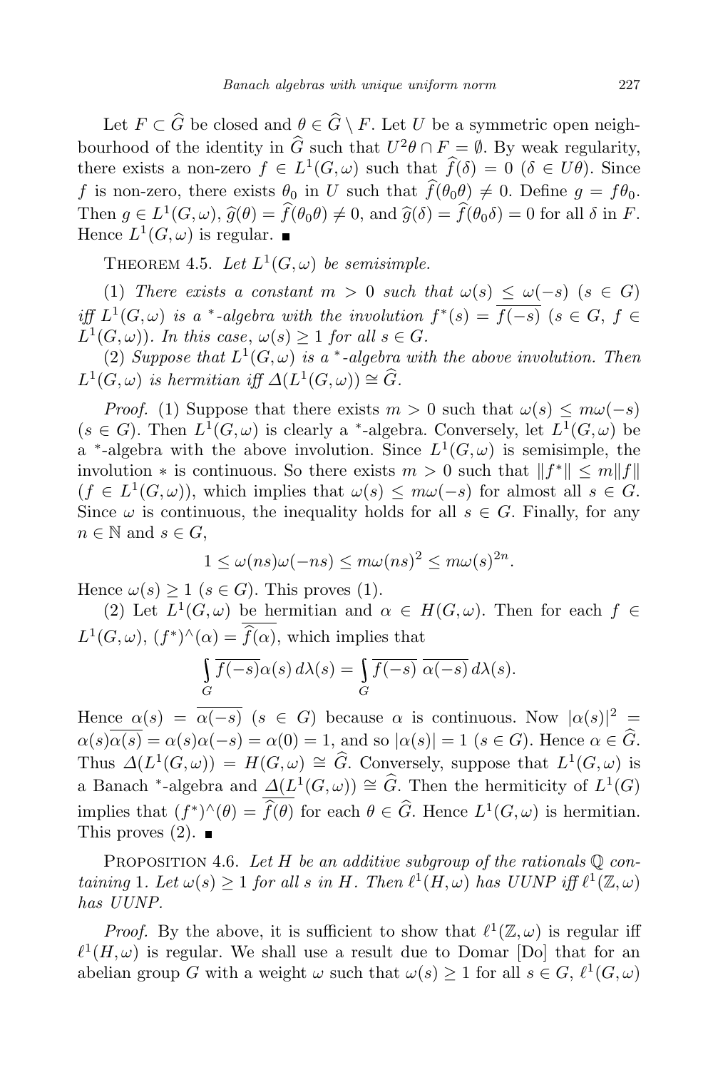Let $F \subset \widehat{G}$ be closed and $\theta \in \widehat{G} \setminus F$. Let $U$ be a symmetric open neighbourhood of the identity in $\widehat{G}$ such that $U^2\theta \cap F = \emptyset$. By weak regularity, there exists a non-zero $f \in L^1(G,\omega)$ such that $\widehat{f}(\delta) = 0$ $(\delta \in U\theta)$. Since $f$ is non-zero, there exists $\theta_0$ in $U$ such that $\widehat{f}(\theta_0\theta) \neq 0$. Define $g = f\theta_0$. Then $g \in L^1(G,\omega)$, $\widehat{g}(\theta) = \widehat{f}(\theta_0\theta) \neq 0$, and $\widehat{g}(\delta) = \widehat{f}(\theta_0\delta) = 0$ for all $\delta$ in $F$. Hence $L^1(G,\omega)$ is regular. ∎

THEOREM 4.5. *Let $L^1(G,\omega)$ be semisimple.*

(1) *There exists a constant $m > 0$ such that $\omega(s) \leq \omega(-s)$ $(s \in G)$ iff $L^1(G,\omega)$ is a $^*$-algebra with the involution $f^*(s) = \overline{f(-s)}$ $(s \in G,\ f \in L^1(G,\omega))$. In this case, $\omega(s) \geq 1$ for all $s \in G$.*

(2) *Suppose that $L^1(G,\omega)$ is a $^*$-algebra with the above involution. Then $L^1(G,\omega)$ is hermitian iff $\Delta(L^1(G,\omega)) \cong \widehat{G}$.*

*Proof.* (1) Suppose that there exists $m > 0$ such that $\omega(s) \leq m\omega(-s)$ $(s \in G)$. Then $L^1(G,\omega)$ is clearly a $^*$-algebra. Conversely, let $L^1(G,\omega)$ be a $^*$-algebra with the above involution. Since $L^1(G,\omega)$ is semisimple, the involution $*$ is continuous. So there exists $m > 0$ such that $\|f^*\| \leq m\|f\|$ $(f \in L^1(G,\omega))$, which implies that $\omega(s) \leq m\omega(-s)$ for almost all $s \in G$. Since $\omega$ is continuous, the inequality holds for all $s \in G$. Finally, for any $n \in \mathbb{N}$ and $s \in G$,

$$1 \leq \omega(ns)\omega(-ns) \leq m\omega(ns)^2 \leq m\omega(s)^{2n}.$$

Hence $\omega(s) \geq 1$ $(s \in G)$. This proves (1).

(2) Let $L^1(G,\omega)$ be hermitian and $\alpha \in H(G,\omega)$. Then for each $f \in L^1(G,\omega)$, $(f^*)^\wedge(\alpha) = \overline{\widehat{f}(\alpha)}$, which implies that

$$\int_G \overline{f(-s)}\alpha(s)\, d\lambda(s) = \int_G \overline{f(-s)}\ \overline{\alpha(-s)}\, d\lambda(s).$$

Hence $\alpha(s) = \overline{\alpha(-s)}$ $(s \in G)$ because $\alpha$ is continuous. Now $|\alpha(s)|^2 = \alpha(s)\overline{\alpha(s)} = \alpha(s)\alpha(-s) = \alpha(0) = 1$, and so $|\alpha(s)| = 1$ $(s \in G)$. Hence $\alpha \in \widehat{G}$. Thus $\Delta(L^1(G,\omega)) = H(G,\omega) \cong \widehat{G}$. Conversely, suppose that $L^1(G,\omega)$ is a Banach $^*$-algebra and $\Delta(L^1(G,\omega)) \cong \widehat{G}$. Then the hermiticity of $L^1(G)$ implies that $(f^*)^\wedge(\theta) = \overline{\widehat{f}(\theta)}$ for each $\theta \in \widehat{G}$. Hence $L^1(G,\omega)$ is hermitian. This proves (2). ∎

PROPOSITION 4.6. *Let $H$ be an additive subgroup of the rationals $\mathbb{Q}$ containing $1$. Let $\omega(s) \geq 1$ for all $s$ in $H$. Then $\ell^1(H,\omega)$ has UUNP iff $\ell^1(\mathbb{Z},\omega)$ has UUNP.*

*Proof.* By the above, it is sufficient to show that $\ell^1(\mathbb{Z},\omega)$ is regular iff $\ell^1(H,\omega)$ is regular. We shall use a result due to Domar [Do] that for an abelian group $G$ with a weight $\omega$ such that $\omega(s) \geq 1$ for all $s \in G$, $\ell^1(G,\omega)$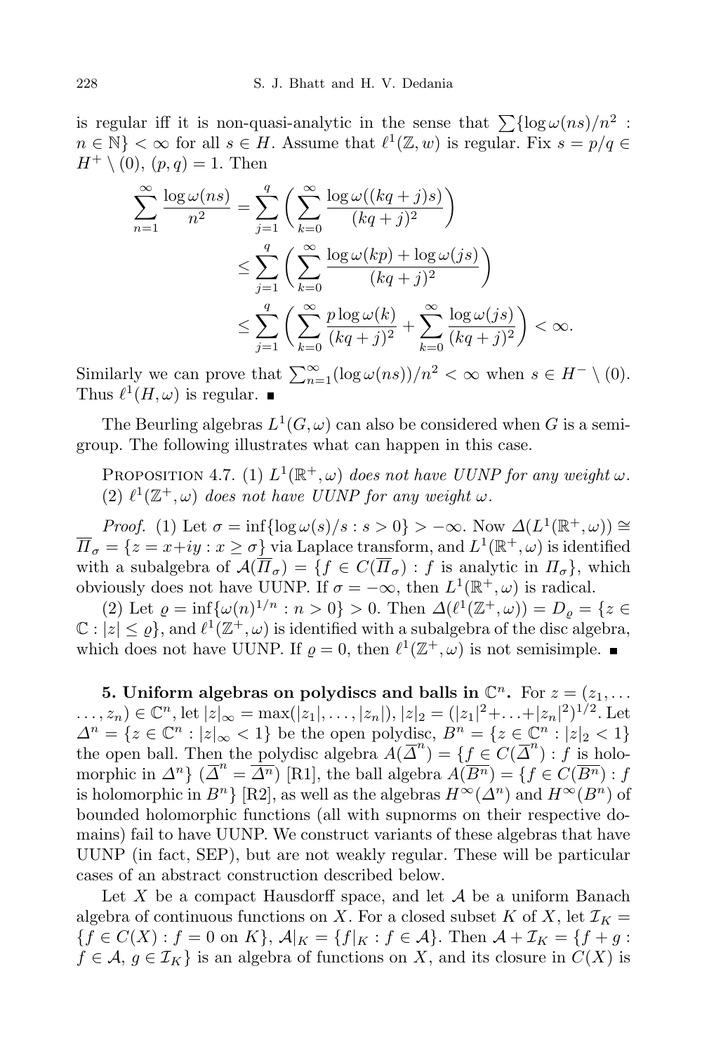is regular iff it is non-quasi-analytic in the sense that $\sum\{\log \omega(ns)/n^2 : n \in \mathbb{N}\} < \infty$ for all $s \in H$. Assume that $\ell^1(\mathbb{Z}, w)$ is regular. Fix $s = p/q \in H^+ \setminus (0)$, $(p,q) = 1$. Then

$$\begin{aligned}
\sum_{n=1}^{\infty} \frac{\log \omega(ns)}{n^2} &= \sum_{j=1}^{q} \bigg( \sum_{k=0}^{\infty} \frac{\log \omega((kq+j)s)}{(kq+j)^2} \bigg) \\
&\le \sum_{j=1}^{q} \bigg( \sum_{k=0}^{\infty} \frac{\log \omega(kp) + \log \omega(js)}{(kq+j)^2} \bigg) \\
&\le \sum_{j=1}^{q} \bigg( \sum_{k=0}^{\infty} \frac{p \log \omega(k)}{(kq+j)^2} + \sum_{k=0}^{\infty} \frac{\log \omega(js)}{(kq+j)^2} \bigg) < \infty.
\end{aligned}$$

Similarly we can prove that $\sum_{n=1}^{\infty} (\log \omega(ns))/n^2 < \infty$ when $s \in H^- \setminus (0)$. Thus $\ell^1(H, \omega)$ is regular. ∎

The Beurling algebras $L^1(G, \omega)$ can also be considered when $G$ is a semigroup. The following illustrates what can happen in this case.

PROPOSITION 4.7. (1) *$L^1(\mathbb{R}^+, \omega)$ does not have UUNP for any weight $\omega$.* (2) *$\ell^1(\mathbb{Z}^+, \omega)$ does not have UUNP for any weight $\omega$.*

*Proof.* (1) Let $\sigma = \inf\{\log \omega(s)/s : s > 0\} > -\infty$. Now $\Delta(L^1(\mathbb{R}^+, \omega)) \cong \overline{\Pi}_\sigma = \{z = x + iy : x \ge \sigma\}$ via Laplace transform, and $L^1(\mathbb{R}^+, \omega)$ is identified with a subalgebra of $\mathcal{A}(\overline{\Pi}_\sigma) = \{f \in C(\overline{\Pi}_\sigma) : f \text{ is analytic in } \Pi_\sigma\}$, which obviously does not have UUNP. If $\sigma = -\infty$, then $L^1(\mathbb{R}^+, \omega)$ is radical.

(2) Let $\varrho = \inf\{\omega(n)^{1/n} : n > 0\} > 0$. Then $\Delta(\ell^1(\mathbb{Z}^+, \omega)) = D_\varrho = \{z \in \mathbb{C} : |z| \le \varrho\}$, and $\ell^1(\mathbb{Z}^+, \omega)$ is identified with a subalgebra of the disc algebra, which does not have UUNP. If $\varrho = 0$, then $\ell^1(\mathbb{Z}^+, \omega)$ is not semisimple. ∎

**5. Uniform algebras on polydiscs and balls in $\mathbb{C}^n$.** For $z = (z_1, \ldots, z_n) \in \mathbb{C}^n$, let $|z|_\infty = \max(|z_1|, \ldots, |z_n|)$, $|z|_2 = (|z_1|^2 + \ldots + |z_n|^2)^{1/2}$. Let $\Delta^n = \{z \in \mathbb{C}^n : |z|_\infty < 1\}$ be the open polydisc, $B^n = \{z \in \mathbb{C}^n : |z|_2 < 1\}$ the open ball. Then the polydisc algebra $A(\overline{\Delta}^n) = \{f \in C(\overline{\Delta}^n) : f \text{ is holomorphic in } \Delta^n\}$ ($\overline{\Delta}^n = \overline{\Delta^n}$) [R1], the ball algebra $A(\overline{B^n}) = \{f \in C(\overline{B^n}) : f \text{ is holomorphic in } B^n\}$ [R2], as well as the algebras $H^\infty(\Delta^n)$ and $H^\infty(B^n)$ of bounded holomorphic functions (all with supnorms on their respective domains) fail to have UUNP. We construct variants of these algebras that have UUNP (in fact, SEP), but are not weakly regular. These will be particular cases of an abstract construction described below.

Let $X$ be a compact Hausdorff space, and let $\mathcal{A}$ be a uniform Banach algebra of continuous functions on $X$. For a closed subset $K$ of $X$, let $\mathcal{I}_K = \{f \in C(X) : f = 0 \text{ on } K\}$, $\mathcal{A}|_K = \{f|_K : f \in \mathcal{A}\}$. Then $\mathcal{A} + \mathcal{I}_K = \{f + g : f \in \mathcal{A},\ g \in \mathcal{I}_K\}$ is an algebra of functions on $X$, and its closure in $C(X)$ is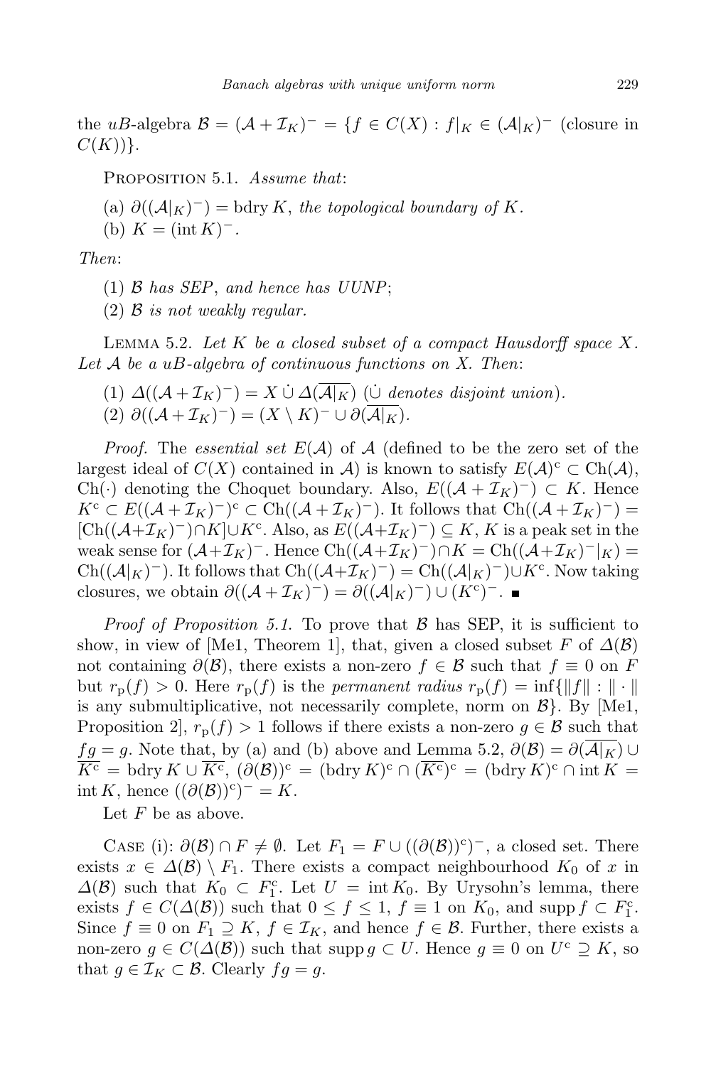the $uB$-algebra $\mathcal{B} = (\mathcal{A} + \mathcal{I}_K)^- = \{f \in C(X) : f|_K \in (\mathcal{A}|_K)^-$ (closure in $C(K)$)$\}$.

Proposition 5.1. *Assume that*:

(a) $\partial((\mathcal{A}|_K)^-) = \operatorname{bdry} K$, *the topological boundary of* $K$.

(b) $K = (\operatorname{int} K)^-$.

*Then*:

(1) $\mathcal{B}$ *has SEP*, *and hence has UUNP*;

(2) $\mathcal{B}$ *is not weakly regular.*

Lemma 5.2. *Let $K$ be a closed subset of a compact Hausdorff space $X$. Let $\mathcal{A}$ be a $uB$-algebra of continuous functions on $X$. Then*:

(1) $\Delta((\mathcal{A} + \mathcal{I}_K)^-) = X \,\dot\cup\, \Delta(\overline{\mathcal{A}|_K})$ ($\dot\cup$ *denotes disjoint union*).

(2) $\partial((\mathcal{A} + \mathcal{I}_K)^-) = (X \setminus K)^- \cup \partial(\overline{\mathcal{A}|_K})$.

*Proof.* The *essential set* $E(\mathcal{A})$ of $\mathcal{A}$ (defined to be the zero set of the largest ideal of $C(X)$ contained in $\mathcal{A}$) is known to satisfy $E(\mathcal{A})^c \subset \operatorname{Ch}(\mathcal{A})$, $\operatorname{Ch}(\cdot)$ denoting the Choquet boundary. Also, $E((\mathcal{A} + \mathcal{I}_K)^-) \subset K$. Hence $K^c \subset E((\mathcal{A} + \mathcal{I}_K)^-)^c \subset \operatorname{Ch}((\mathcal{A} + \mathcal{I}_K)^-)$. It follows that $\operatorname{Ch}((\mathcal{A} + \mathcal{I}_K)^-) = [\operatorname{Ch}((\mathcal{A}+\mathcal{I}_K)^-) \cap K] \cup K^c$. Also, as $E((\mathcal{A}+\mathcal{I}_K)^-) \subseteq K$, $K$ is a peak set in the weak sense for $(\mathcal{A}+\mathcal{I}_K)^-$. Hence $\operatorname{Ch}((\mathcal{A}+\mathcal{I}_K)^-) \cap K = \operatorname{Ch}((\mathcal{A}+\mathcal{I}_K)^-|_K) = \operatorname{Ch}((\mathcal{A}|_K)^-)$. It follows that $\operatorname{Ch}((\mathcal{A}+\mathcal{I}_K)^-) = \operatorname{Ch}((\mathcal{A}|_K)^-) \cup K^c$. Now taking closures, we obtain $\partial((\mathcal{A} + \mathcal{I}_K)^-) = \partial((\mathcal{A}|_K)^-) \cup (K^c)^-$. ∎

*Proof of Proposition 5.1.* To prove that $\mathcal{B}$ has SEP, it is sufficient to show, in view of [Me1, Theorem 1], that, given a closed subset $F$ of $\Delta(\mathcal{B})$ not containing $\partial(\mathcal{B})$, there exists a non-zero $f \in \mathcal{B}$ such that $f \equiv 0$ on $F$ but $r_p(f) > 0$. Here $r_p(f)$ is the *permanent radius* $r_p(f) = \inf\{\|f\| : \|\cdot\|$ is any submultiplicative, not necessarily complete, norm on $\mathcal{B}\}$. By [Me1, Proposition 2], $r_p(f) > 1$ follows if there exists a non-zero $g \in \mathcal{B}$ such that $fg = g$. Note that, by (a) and (b) above and Lemma 5.2, $\partial(\mathcal{B}) = \partial(\overline{\mathcal{A}|_K}) \cup \overline{K^c} = \operatorname{bdry} K \cup \overline{K^c}$, $(\partial(\mathcal{B}))^c = (\operatorname{bdry} K)^c \cap (\overline{K^c})^c = (\operatorname{bdry} K)^c \cap \operatorname{int} K = \operatorname{int} K$, hence $((\partial(\mathcal{B}))^c)^- = K$.

Let $F$ be as above.

Case (i): $\partial(\mathcal{B}) \cap F \neq \emptyset$. Let $F_1 = F \cup ((\partial(\mathcal{B}))^c)^-$, a closed set. There exists $x \in \Delta(\mathcal{B}) \setminus F_1$. There exists a compact neighbourhood $K_0$ of $x$ in $\Delta(\mathcal{B})$ such that $K_0 \subset F_1^c$. Let $U = \operatorname{int} K_0$. By Urysohn's lemma, there exists $f \in C(\Delta(\mathcal{B}))$ such that $0 \le f \le 1$, $f \equiv 1$ on $K_0$, and $\operatorname{supp} f \subset F_1^c$. Since $f \equiv 0$ on $F_1 \supseteq K$, $f \in \mathcal{I}_K$, and hence $f \in \mathcal{B}$. Further, there exists a non-zero $g \in C(\Delta(\mathcal{B}))$ such that $\operatorname{supp} g \subset U$. Hence $g \equiv 0$ on $U^c \supseteq K$, so that $g \in \mathcal{I}_K \subset \mathcal{B}$. Clearly $fg = g$.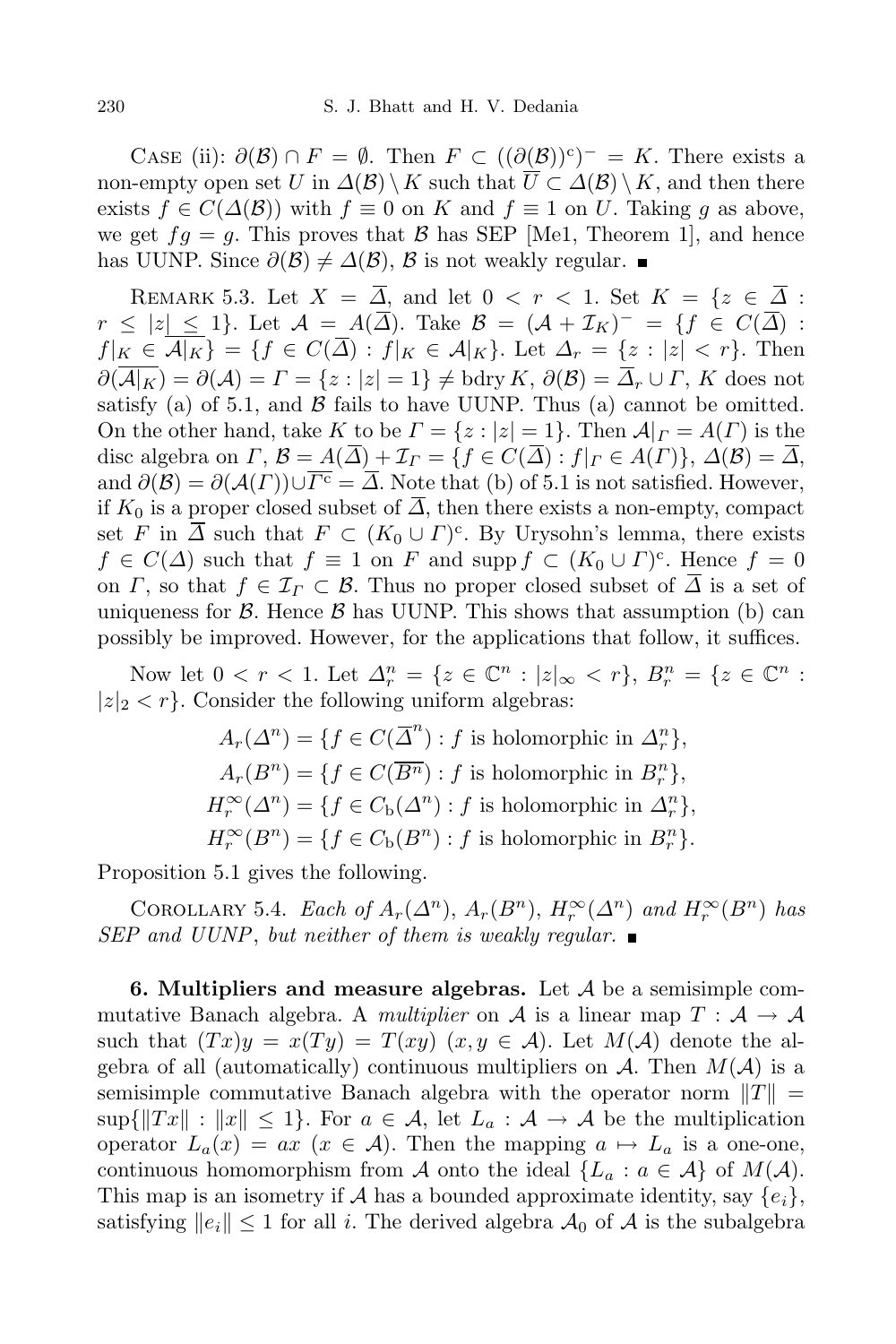CASE (ii): $\partial(\mathcal{B}) \cap F = \emptyset$. Then $F \subset ((\partial(\mathcal{B}))^c)^- = K$. There exists a non-empty open set $U$ in $\Delta(\mathcal{B}) \setminus K$ such that $\overline{U} \subset \Delta(\mathcal{B}) \setminus K$, and then there exists $f \in C(\Delta(\mathcal{B}))$ with $f \equiv 0$ on $K$ and $f \equiv 1$ on $U$. Taking $g$ as above, we get $fg = g$. This proves that $\mathcal{B}$ has SEP [Me1, Theorem 1], and hence has UUNP. Since $\partial(\mathcal{B}) \neq \Delta(\mathcal{B})$, $\mathcal{B}$ is not weakly regular. ■

REMARK 5.3. Let $X = \overline{\Delta}$, and let $0 < r < 1$. Set $K = \{z \in \overline{\Delta} : r \leq |z| \leq 1\}$. Let $\mathcal{A} = A(\overline{\Delta})$. Take $\mathcal{B} = (\mathcal{A} + \mathcal{I}_K)^- = \{f \in C(\overline{\Delta}) : f|_K \in \overline{\mathcal{A}|_K}\} = \{f \in C(\overline{\Delta}) : f|_K \in \mathcal{A}|_K\}$. Let $\Delta_r = \{z : |z| < r\}$. Then $\partial(\overline{\mathcal{A}|_K}) = \partial(\mathcal{A}) = \Gamma = \{z : |z| = 1\} \neq \operatorname{bdry} K$, $\partial(\mathcal{B}) = \overline{\Delta}_r \cup \Gamma$, $K$ does not satisfy (a) of 5.1, and $\mathcal{B}$ fails to have UUNP. Thus (a) cannot be omitted. On the other hand, take $K$ to be $\Gamma = \{z : |z| = 1\}$. Then $\mathcal{A}|_\Gamma = A(\Gamma)$ is the disc algebra on $\Gamma$, $\mathcal{B} = A(\overline{\Delta}) + \mathcal{I}_\Gamma = \{f \in C(\overline{\Delta}) : f|_\Gamma \in A(\Gamma)\}$, $\Delta(\mathcal{B}) = \overline{\Delta}$, and $\partial(\mathcal{B}) = \partial(\mathcal{A}(\Gamma)) \cup \overline{\Gamma^c} = \overline{\Delta}$. Note that (b) of 5.1 is not satisfied. However, if $K_0$ is a proper closed subset of $\overline{\Delta}$, then there exists a non-empty, compact set $F$ in $\overline{\Delta}$ such that $F \subset (K_0 \cup \Gamma)^c$. By Urysohn's lemma, there exists $f \in C(\Delta)$ such that $f \equiv 1$ on $F$ and $\operatorname{supp} f \subset (K_0 \cup \Gamma)^c$. Hence $f = 0$ on $\Gamma$, so that $f \in \mathcal{I}_\Gamma \subset \mathcal{B}$. Thus no proper closed subset of $\overline{\Delta}$ is a set of uniqueness for $\mathcal{B}$. Hence $\mathcal{B}$ has UUNP. This shows that assumption (b) can possibly be improved. However, for the applications that follow, it suffices.

Now let $0 < r < 1$. Let $\Delta_r^n = \{z \in \mathbb{C}^n : |z|_\infty < r\}$, $B_r^n = \{z \in \mathbb{C}^n : |z|_2 < r\}$. Consider the following uniform algebras:

$$A_r(\Delta^n) = \{f \in C(\overline{\Delta}^n) : f \text{ is holomorphic in } \Delta_r^n\},$$
$$A_r(B^n) = \{f \in C(\overline{B^n}) : f \text{ is holomorphic in } B_r^n\},$$
$$H_r^\infty(\Delta^n) = \{f \in C_{\mathrm{b}}(\Delta^n) : f \text{ is holomorphic in } \Delta_r^n\},$$
$$H_r^\infty(B^n) = \{f \in C_{\mathrm{b}}(B^n) : f \text{ is holomorphic in } B_r^n\}.$$

Proposition 5.1 gives the following.

COROLLARY 5.4. *Each of $A_r(\Delta^n)$, $A_r(B^n)$, $H_r^\infty(\Delta^n)$ and $H_r^\infty(B^n)$ has SEP and UUNP, but neither of them is weakly regular.* ■

**6. Multipliers and measure algebras.** Let $\mathcal{A}$ be a semisimple commutative Banach algebra. A *multiplier* on $\mathcal{A}$ is a linear map $T : \mathcal{A} \to \mathcal{A}$ such that $(Tx)y = x(Ty) = T(xy)$ $(x, y \in \mathcal{A})$. Let $M(\mathcal{A})$ denote the algebra of all (automatically) continuous multipliers on $\mathcal{A}$. Then $M(\mathcal{A})$ is a semisimple commutative Banach algebra with the operator norm $\|T\| = \sup\{\|Tx\| : \|x\| \leq 1\}$. For $a \in \mathcal{A}$, let $L_a : \mathcal{A} \to \mathcal{A}$ be the multiplication operator $L_a(x) = ax$ $(x \in \mathcal{A})$. Then the mapping $a \mapsto L_a$ is a one-one, continuous homomorphism from $\mathcal{A}$ onto the ideal $\{L_a : a \in \mathcal{A}\}$ of $M(\mathcal{A})$. This map is an isometry if $\mathcal{A}$ has a bounded approximate identity, say $\{e_i\}$, satisfying $\|e_i\| \leq 1$ for all $i$. The derived algebra $\mathcal{A}_0$ of $\mathcal{A}$ is the subalgebra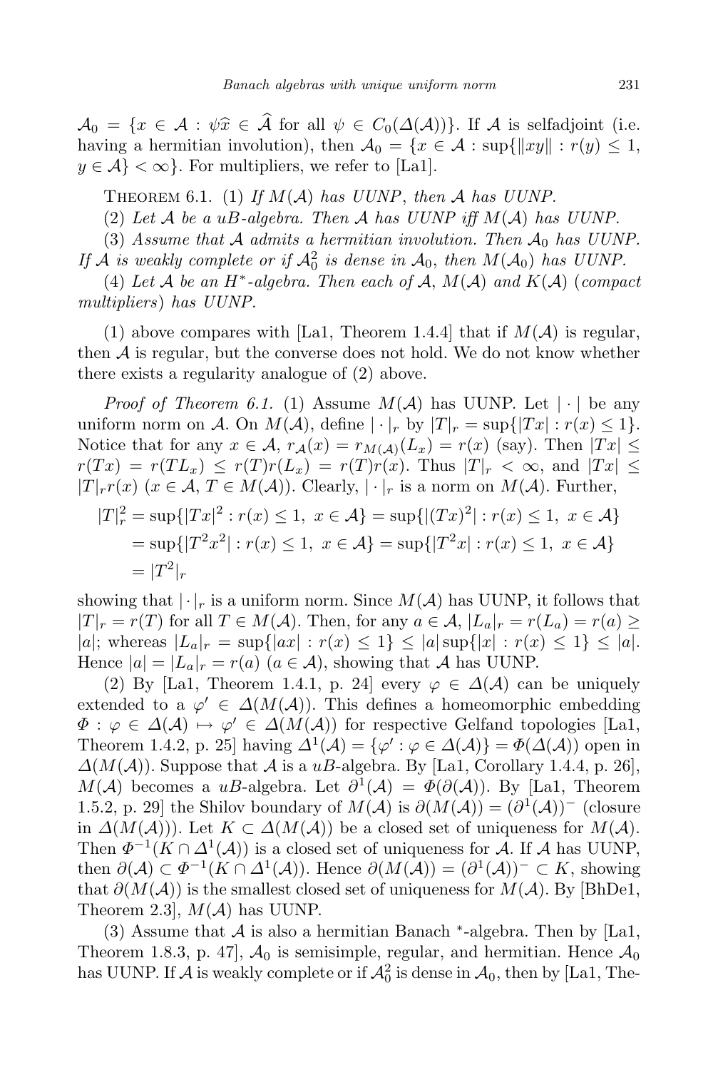$\mathcal{A}_0 = \{x \in \mathcal{A} : \psi\widehat{x} \in \widehat{\mathcal{A}}$ for all $\psi \in C_0(\Delta(\mathcal{A}))\}$. If $\mathcal{A}$ is selfadjoint (i.e. having a hermitian involution), then $\mathcal{A}_0 = \{x \in \mathcal{A} : \sup\{\|xy\| : r(y) \le 1, y \in \mathcal{A}\} < \infty\}$. For multipliers, we refer to [La1].

Theorem 6.1. (1) *If $M(\mathcal{A})$ has UUNP, then $\mathcal{A}$ has UUNP.*

(2) *Let $\mathcal{A}$ be a uB-algebra. Then $\mathcal{A}$ has UUNP iff $M(\mathcal{A})$ has UUNP.*

(3) *Assume that $\mathcal{A}$ admits a hermitian involution. Then $\mathcal{A}_0$ has UUNP. If $\mathcal{A}$ is weakly complete or if $\mathcal{A}_0^2$ is dense in $\mathcal{A}_0$, then $M(\mathcal{A}_0)$ has UUNP.*

(4) *Let $\mathcal{A}$ be an $H^*$-algebra. Then each of $\mathcal{A}$, $M(\mathcal{A})$ and $K(\mathcal{A})$ (compact multipliers) has UUNP.*

(1) above compares with [La1, Theorem 1.4.4] that if $M(\mathcal{A})$ is regular, then $\mathcal{A}$ is regular, but the converse does not hold. We do not know whether there exists a regularity analogue of (2) above.

*Proof of Theorem 6.1.* (1) Assume $M(\mathcal{A})$ has UUNP. Let $|\cdot|$ be any uniform norm on $\mathcal{A}$. On $M(\mathcal{A})$, define $|\cdot|_r$ by $|T|_r = \sup\{|Tx| : r(x) \le 1\}$. Notice that for any $x \in \mathcal{A}$, $r_{\mathcal{A}}(x) = r_{M(\mathcal{A})}(L_x) = r(x)$ (say). Then $|Tx| \le r(Tx) = r(TL_x) \le r(T)r(L_x) = r(T)r(x)$. Thus $|T|_r < \infty$, and $|Tx| \le |T|_r r(x)$ $(x \in \mathcal{A}, T \in M(\mathcal{A}))$. Clearly, $|\cdot|_r$ is a norm on $M(\mathcal{A})$. Further,

$$\begin{aligned}
|T|_r^2 &= \sup\{|Tx|^2 : r(x) \le 1,\ x \in \mathcal{A}\} = \sup\{|(Tx)^2| : r(x) \le 1,\ x \in \mathcal{A}\} \\
&= \sup\{|T^2x^2| : r(x) \le 1,\ x \in \mathcal{A}\} = \sup\{|T^2x| : r(x) \le 1,\ x \in \mathcal{A}\} \\
&= |T^2|_r
\end{aligned}$$

showing that $|\cdot|_r$ is a uniform norm. Since $M(\mathcal{A})$ has UUNP, it follows that $|T|_r = r(T)$ for all $T \in M(\mathcal{A})$. Then, for any $a \in \mathcal{A}$, $|L_a|_r = r(L_a) = r(a) \ge |a|$; whereas $|L_a|_r = \sup\{|ax| : r(x) \le 1\} \le |a| \sup\{|x| : r(x) \le 1\} \le |a|$. Hence $|a| = |L_a|_r = r(a)$ $(a \in \mathcal{A})$, showing that $\mathcal{A}$ has UUNP.

(2) By [La1, Theorem 1.4.1, p. 24] every $\varphi \in \Delta(\mathcal{A})$ can be uniquely extended to a $\varphi' \in \Delta(M(\mathcal{A}))$. This defines a homeomorphic embedding $\Phi : \varphi \in \Delta(\mathcal{A}) \mapsto \varphi' \in \Delta(M(\mathcal{A}))$ for respective Gelfand topologies [La1, Theorem 1.4.2, p. 25] having $\Delta^1(\mathcal{A}) = \{\varphi' : \varphi \in \Delta(\mathcal{A})\} = \Phi(\Delta(\mathcal{A}))$ open in $\Delta(M(\mathcal{A}))$. Suppose that $\mathcal{A}$ is a $uB$-algebra. By [La1, Corollary 1.4.4, p. 26], $M(\mathcal{A})$ becomes a $uB$-algebra. Let $\partial^1(\mathcal{A}) = \Phi(\partial(\mathcal{A}))$. By [La1, Theorem 1.5.2, p. 29] the Shilov boundary of $M(\mathcal{A})$ is $\partial(M(\mathcal{A})) = (\partial^1(\mathcal{A}))^-$ (closure in $\Delta(M(\mathcal{A}))$). Let $K \subset \Delta(M(\mathcal{A}))$ be a closed set of uniqueness for $M(\mathcal{A})$. Then $\Phi^{-1}(K \cap \Delta^1(\mathcal{A}))$ is a closed set of uniqueness for $\mathcal{A}$. If $\mathcal{A}$ has UUNP, then $\partial(\mathcal{A}) \subset \Phi^{-1}(K \cap \Delta^1(\mathcal{A}))$. Hence $\partial(M(\mathcal{A})) = (\partial^1(\mathcal{A}))^- \subset K$, showing that $\partial(M(\mathcal{A}))$ is the smallest closed set of uniqueness for $M(\mathcal{A})$. By [BhDe1, Theorem 2.3], $M(\mathcal{A})$ has UUNP.

(3) Assume that $\mathcal{A}$ is also a hermitian Banach $^*$-algebra. Then by [La1, Theorem 1.8.3, p. 47], $\mathcal{A}_0$ is semisimple, regular, and hermitian. Hence $\mathcal{A}_0$ has UUNP. If $\mathcal{A}$ is weakly complete or if $\mathcal{A}_0^2$ is dense in $\mathcal{A}_0$, then by [La1, The-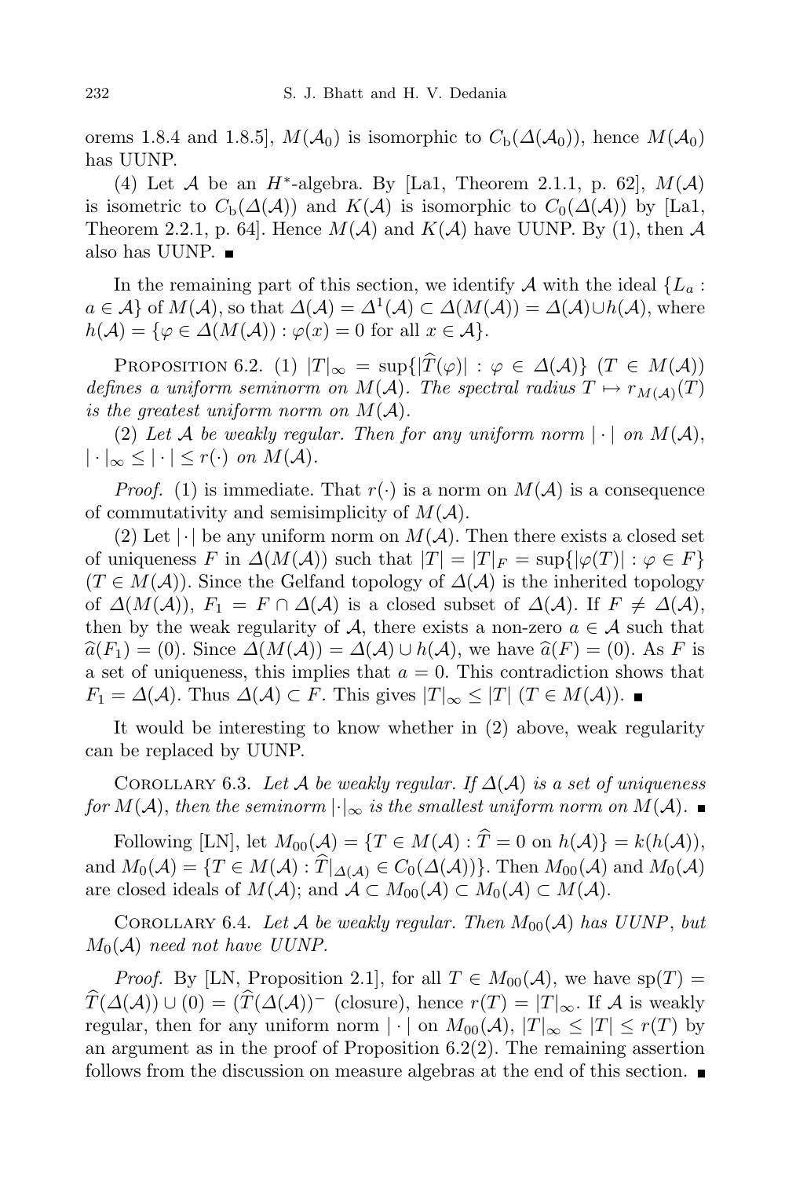orems 1.8.4 and 1.8.5], $M(\mathcal{A}_0)$ is isomorphic to $C_{\rm b}(\Delta(\mathcal{A}_0))$, hence $M(\mathcal{A}_0)$ has UUNP.

(4) Let $\mathcal{A}$ be an $H^*$-algebra. By [La1, Theorem 2.1.1, p. 62], $M(\mathcal{A})$ is isometric to $C_{\rm b}(\Delta(\mathcal{A}))$ and $K(\mathcal{A})$ is isomorphic to $C_0(\Delta(\mathcal{A}))$ by [La1, Theorem 2.2.1, p. 64]. Hence $M(\mathcal{A})$ and $K(\mathcal{A})$ have UUNP. By (1), then $\mathcal{A}$ also has UUNP. ∎

In the remaining part of this section, we identify $\mathcal{A}$ with the ideal $\{L_a : a \in \mathcal{A}\}$ of $M(\mathcal{A})$, so that $\Delta(\mathcal{A}) = \Delta^1(\mathcal{A}) \subset \Delta(M(\mathcal{A})) = \Delta(\mathcal{A}) \cup h(\mathcal{A})$, where $h(\mathcal{A}) = \{\varphi \in \Delta(M(\mathcal{A})) : \varphi(x) = 0 \text{ for all } x \in \mathcal{A}\}$.

Proposition 6.2. (1) *$|T|_\infty = \sup\{|\widehat{T}(\varphi)| : \varphi \in \Delta(\mathcal{A})\}$ ($T \in M(\mathcal{A})$) defines a uniform seminorm on $M(\mathcal{A})$. The spectral radius $T \mapsto r_{M(\mathcal{A})}(T)$ is the greatest uniform norm on $M(\mathcal{A})$.*

(2) *Let $\mathcal{A}$ be weakly regular. Then for any uniform norm $|\cdot|$ on $M(\mathcal{A})$, $|\cdot|_\infty \le |\cdot| \le r(\cdot)$ on $M(\mathcal{A})$.*

*Proof.* (1) is immediate. That $r(\cdot)$ is a norm on $M(\mathcal{A})$ is a consequence of commutativity and semisimplicity of $M(\mathcal{A})$.

(2) Let $|\cdot|$ be any uniform norm on $M(\mathcal{A})$. Then there exists a closed set of uniqueness $F$ in $\Delta(M(\mathcal{A}))$ such that $|T| = |T|_F = \sup\{|\varphi(T)| : \varphi \in F\}$ ($T \in M(\mathcal{A})$). Since the Gelfand topology of $\Delta(\mathcal{A})$ is the inherited topology of $\Delta(M(\mathcal{A}))$, $F_1 = F \cap \Delta(\mathcal{A})$ is a closed subset of $\Delta(\mathcal{A})$. If $F \ne \Delta(\mathcal{A})$, then by the weak regularity of $\mathcal{A}$, there exists a non-zero $a \in \mathcal{A}$ such that $\widehat{a}(F_1) = (0)$. Since $\Delta(M(\mathcal{A})) = \Delta(\mathcal{A}) \cup h(\mathcal{A})$, we have $\widehat{a}(F) = (0)$. As $F$ is a set of uniqueness, this implies that $a = 0$. This contradiction shows that $F_1 = \Delta(\mathcal{A})$. Thus $\Delta(\mathcal{A}) \subset F$. This gives $|T|_\infty \le |T|$ ($T \in M(\mathcal{A})$). ∎

It would be interesting to know whether in (2) above, weak regularity can be replaced by UUNP.

Corollary 6.3. *Let $\mathcal{A}$ be weakly regular. If $\Delta(\mathcal{A})$ is a set of uniqueness for $M(\mathcal{A})$, then the seminorm $|\cdot|_\infty$ is the smallest uniform norm on $M(\mathcal{A})$.* ∎

Following [LN], let $M_{00}(\mathcal{A}) = \{T \in M(\mathcal{A}) : \widehat{T} = 0 \text{ on } h(\mathcal{A})\} = k(h(\mathcal{A}))$, and $M_0(\mathcal{A}) = \{T \in M(\mathcal{A}) : \widehat{T}|_{\Delta(\mathcal{A})} \in C_0(\Delta(\mathcal{A}))\}$. Then $M_{00}(\mathcal{A})$ and $M_0(\mathcal{A})$ are closed ideals of $M(\mathcal{A})$; and $\mathcal{A} \subset M_{00}(\mathcal{A}) \subset M_0(\mathcal{A}) \subset M(\mathcal{A})$.

Corollary 6.4. *Let $\mathcal{A}$ be weakly regular. Then $M_{00}(\mathcal{A})$ has UUNP, but $M_0(\mathcal{A})$ need not have UUNP.*

*Proof.* By [LN, Proposition 2.1], for all $T \in M_{00}(\mathcal{A})$, we have $\operatorname{sp}(T) = \widehat{T}(\Delta(\mathcal{A})) \cup (0) = (\widehat{T}(\Delta(\mathcal{A}))^-$ (closure), hence $r(T) = |T|_\infty$. If $\mathcal{A}$ is weakly regular, then for any uniform norm $|\cdot|$ on $M_{00}(\mathcal{A})$, $|T|_\infty \le |T| \le r(T)$ by an argument as in the proof of Proposition 6.2(2). The remaining assertion follows from the discussion on measure algebras at the end of this section. ∎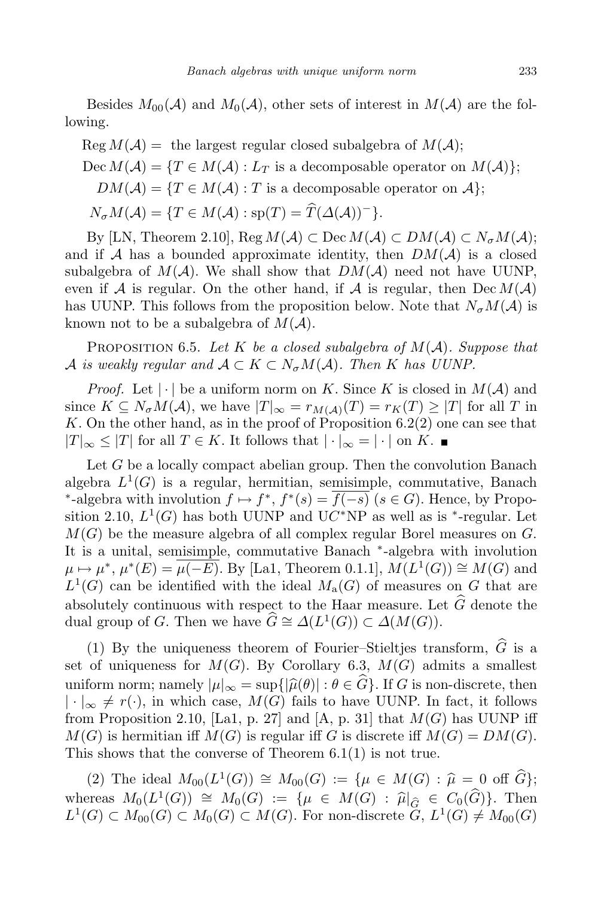Besides $M_{00}(\mathcal{A})$ and $M_0(\mathcal{A})$, other sets of interest in $M(\mathcal{A})$ are the following.

$$\operatorname{Reg} M(\mathcal{A}) = \text{ the largest regular closed subalgebra of } M(\mathcal{A});$$

$$\operatorname{Dec} M(\mathcal{A}) = \{T \in M(\mathcal{A}) : L_T \text{ is a decomposable operator on } M(\mathcal{A})\};$$

$$DM(\mathcal{A}) = \{T \in M(\mathcal{A}) : T \text{ is a decomposable operator on } \mathcal{A}\};$$

$$N_\sigma M(\mathcal{A}) = \{T \in M(\mathcal{A}) : \operatorname{sp}(T) = \widehat{T}(\Delta(\mathcal{A}))^-\}.$$

By [LN, Theorem 2.10], $\operatorname{Reg} M(\mathcal{A}) \subset \operatorname{Dec} M(\mathcal{A}) \subset DM(\mathcal{A}) \subset N_\sigma M(\mathcal{A})$; and if $\mathcal{A}$ has a bounded approximate identity, then $DM(\mathcal{A})$ is a closed subalgebra of $M(\mathcal{A})$. We shall show that $DM(\mathcal{A})$ need not have UUNP, even if $\mathcal{A}$ is regular. On the other hand, if $\mathcal{A}$ is regular, then $\operatorname{Dec} M(\mathcal{A})$ has UUNP. This follows from the proposition below. Note that $N_\sigma M(\mathcal{A})$ is known not to be a subalgebra of $M(\mathcal{A})$.

Proposition 6.5. *Let $K$ be a closed subalgebra of $M(\mathcal{A})$. Suppose that $\mathcal{A}$ is weakly regular and $\mathcal{A} \subset K \subset N_\sigma M(\mathcal{A})$. Then $K$ has UUNP.*

*Proof.* Let $|\cdot|$ be a uniform norm on $K$. Since $K$ is closed in $M(\mathcal{A})$ and since $K \subseteq N_\sigma M(\mathcal{A})$, we have $|T|_\infty = r_{M(\mathcal{A})}(T) = r_K(T) \geq |T|$ for all $T$ in $K$. On the other hand, as in the proof of Proposition 6.2(2) one can see that $|T|_\infty \leq |T|$ for all $T \in K$. It follows that $|\cdot|_\infty = |\cdot|$ on $K$. ■

Let $G$ be a locally compact abelian group. Then the convolution Banach algebra $L^1(G)$ is a regular, hermitian, semisimple, commutative, Banach $^*$-algebra with involution $f \mapsto f^*$, $f^*(s) = \overline{f(-s)}$ $(s \in G)$. Hence, by Proposition 2.10, $L^1(G)$ has both UUNP and UC$^*$NP as well as is $^*$-regular. Let $M(G)$ be the measure algebra of all complex regular Borel measures on $G$. It is a unital, semisimple, commutative Banach $^*$-algebra with involution $\mu \mapsto \mu^*$, $\mu^*(E) = \overline{\mu(-E)}$. By [La1, Theorem 0.1.1], $M(L^1(G)) \cong M(G)$ and $L^1(G)$ can be identified with the ideal $M_{\mathrm{a}}(G)$ of measures on $G$ that are absolutely continuous with respect to the Haar measure. Let $\widehat{G}$ denote the dual group of $G$. Then we have $\widehat{G} \cong \Delta(L^1(G)) \subset \Delta(M(G))$.

(1) By the uniqueness theorem of Fourier–Stieltjes transform, $\widehat{G}$ is a set of uniqueness for $M(G)$. By Corollary 6.3, $M(G)$ admits a smallest uniform norm; namely $|\mu|_\infty = \sup\{|\widehat{\mu}(\theta)| : \theta \in \widehat{G}\}$. If $G$ is non-discrete, then $|\cdot|_\infty \neq r(\cdot)$, in which case, $M(G)$ fails to have UUNP. In fact, it follows from Proposition 2.10, [La1, p. 27] and [A, p. 31] that $M(G)$ has UUNP iff $M(G)$ is hermitian iff $M(G)$ is regular iff $G$ is discrete iff $M(G) = DM(G)$. This shows that the converse of Theorem 6.1(1) is not true.

(2) The ideal $M_{00}(L^1(G)) \cong M_{00}(G) := \{\mu \in M(G) : \widehat{\mu} = 0 \text{ off } \widehat{G}\}$; whereas $M_0(L^1(G)) \cong M_0(G) := \{\mu \in M(G) : \widehat{\mu}|_{\widehat{G}} \in C_0(\widehat{G})\}$. Then $L^1(G) \subset M_{00}(G) \subset M_0(G) \subset M(G)$. For non-discrete $G$, $L^1(G) \neq M_{00}(G)$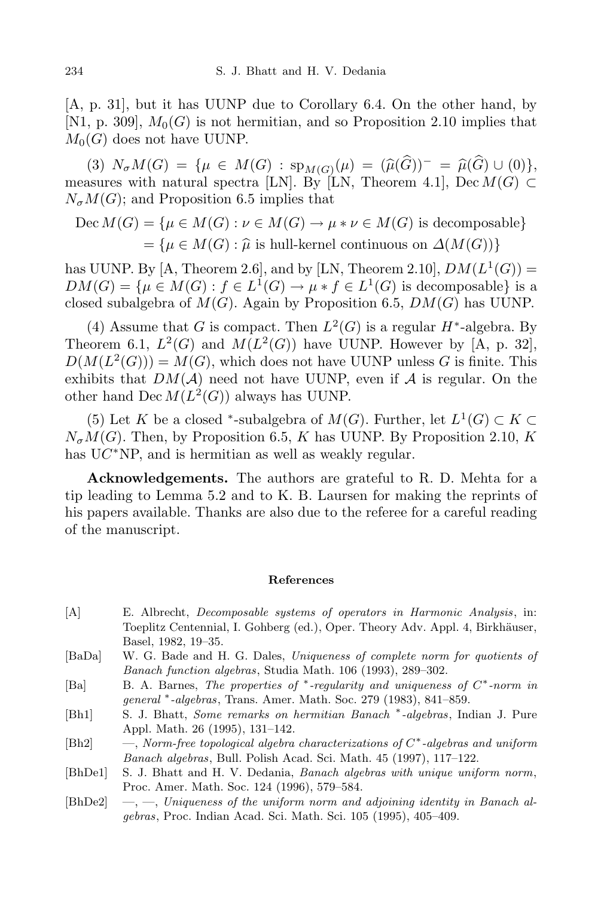[A, p. 31], but it has UUNP due to Corollary 6.4. On the other hand, by [N1, p. 309], $M_0(G)$ is not hermitian, and so Proposition 2.10 implies that $M_0(G)$ does not have UUNP.

(3) $N_\sigma M(G) = \{\mu \in M(G) : \mathrm{sp}_{M(G)}(\mu) = (\widehat{\mu}(\widehat{G}))^- = \widehat{\mu}(\widehat{G}) \cup (0)\}$, measures with natural spectra [LN]. By [LN, Theorem 4.1], $\mathrm{Dec}\, M(G) \subset N_\sigma M(G)$; and Proposition 6.5 implies that

$$\begin{aligned}\mathrm{Dec}\, M(G) &= \{\mu \in M(G) : \nu \in M(G) \to \mu * \nu \in M(G) \text{ is decomposable}\}\\ &= \{\mu \in M(G) : \widehat{\mu} \text{ is hull-kernel continuous on } \Delta(M(G))\}\end{aligned}$$

has UUNP. By [A, Theorem 2.6], and by [LN, Theorem 2.10], $DM(L^1(G)) = DM(G) = \{\mu \in M(G) : f \in L^1(G) \to \mu * f \in L^1(G) \text{ is decomposable}\}$ is a closed subalgebra of $M(G)$. Again by Proposition 6.5, $DM(G)$ has UUNP.

(4) Assume that $G$ is compact. Then $L^2(G)$ is a regular $H^*$-algebra. By Theorem 6.1, $L^2(G)$ and $M(L^2(G))$ have UUNP. However by [A, p. 32], $D(M(L^2(G))) = M(G)$, which does not have UUNP unless $G$ is finite. This exhibits that $DM(\mathcal{A})$ need not have UUNP, even if $\mathcal{A}$ is regular. On the other hand $\mathrm{Dec}\, M(L^2(G))$ always has UUNP.

(5) Let $K$ be a closed $^*$-subalgebra of $M(G)$. Further, let $L^1(G) \subset K \subset N_\sigma M(G)$. Then, by Proposition 6.5, $K$ has UUNP. By Proposition 2.10, $K$ has U$C^*$NP, and is hermitian as well as weakly regular.

**Acknowledgements.** The authors are grateful to R. D. Mehta for a tip leading to Lemma 5.2 and to K. B. Laursen for making the reprints of his papers available. Thanks are also due to the referee for a careful reading of the manuscript.

## References

[A] E. Albrecht, *Decomposable systems of operators in Harmonic Analysis*, in: Toeplitz Centennial, I. Gohberg (ed.), Oper. Theory Adv. Appl. 4, Birkhäuser, Basel, 1982, 19–35.

[BaDa] W. G. Bade and H. G. Dales, *Uniqueness of complete norm for quotients of Banach function algebras*, Studia Math. 106 (1993), 289–302.

[Ba] B. A. Barnes, *The properties of $^*$-regularity and uniqueness of $C^*$-norm in general $^*$-algebras*, Trans. Amer. Math. Soc. 279 (1983), 841–859.

[Bh1] S. J. Bhatt, *Some remarks on hermitian Banach $^*$-algebras*, Indian J. Pure Appl. Math. 26 (1995), 131–142.

[Bh2] —, *Norm-free topological algebra characterizations of $C^*$-algebras and uniform Banach algebras*, Bull. Polish Acad. Sci. Math. 45 (1997), 117–122.

[BhDe1] S. J. Bhatt and H. V. Dedania, *Banach algebras with unique uniform norm*, Proc. Amer. Math. Soc. 124 (1996), 579–584.

[BhDe2] —, —, *Uniqueness of the uniform norm and adjoining identity in Banach algebras*, Proc. Indian Acad. Sci. Math. Sci. 105 (1995), 405–409.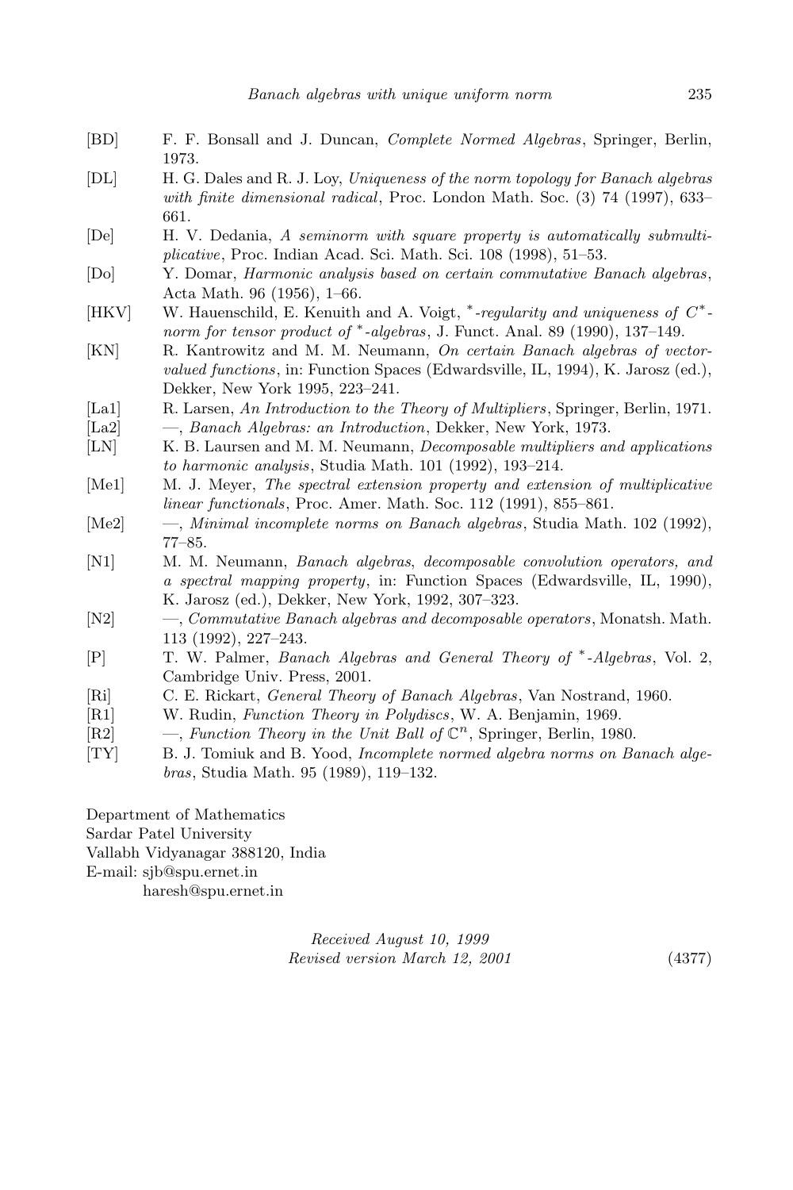[BD] F. F. Bonsall and J. Duncan, *Complete Normed Algebras*, Springer, Berlin, 1973.

[DL] H. G. Dales and R. J. Loy, *Uniqueness of the norm topology for Banach algebras with finite dimensional radical*, Proc. London Math. Soc. (3) 74 (1997), 633–661.

[De] H. V. Dedania, *A seminorm with square property is automatically submultiplicative*, Proc. Indian Acad. Sci. Math. Sci. 108 (1998), 51–53.

[Do] Y. Domar, *Harmonic analysis based on certain commutative Banach algebras*, Acta Math. 96 (1956), 1–66.

[HKV] W. Hauenschild, E. Kenuith and A. Voigt, *$^*$-regularity and uniqueness of $C^*$-norm for tensor product of $^*$-algebras*, J. Funct. Anal. 89 (1990), 137–149.

[KN] R. Kantrowitz and M. M. Neumann, *On certain Banach algebras of vector-valued functions*, in: Function Spaces (Edwardsville, IL, 1994), K. Jarosz (ed.), Dekker, New York 1995, 223–241.

[La1] R. Larsen, *An Introduction to the Theory of Multipliers*, Springer, Berlin, 1971.

[La2] —, *Banach Algebras: an Introduction*, Dekker, New York, 1973.

[LN] K. B. Laursen and M. M. Neumann, *Decomposable multipliers and applications to harmonic analysis*, Studia Math. 101 (1992), 193–214.

[Me1] M. J. Meyer, *The spectral extension property and extension of multiplicative linear functionals*, Proc. Amer. Math. Soc. 112 (1991), 855–861.

[Me2] —, *Minimal incomplete norms on Banach algebras*, Studia Math. 102 (1992), 77–85.

[N1] M. M. Neumann, *Banach algebras, decomposable convolution operators, and a spectral mapping property*, in: Function Spaces (Edwardsville, IL, 1990), K. Jarosz (ed.), Dekker, New York, 1992, 307–323.

[N2] —, *Commutative Banach algebras and decomposable operators*, Monatsh. Math. 113 (1992), 227–243.

[P] T. W. Palmer, *Banach Algebras and General Theory of $^*$-Algebras*, Vol. 2, Cambridge Univ. Press, 2001.

[Ri] C. E. Rickart, *General Theory of Banach Algebras*, Van Nostrand, 1960.

[R1] W. Rudin, *Function Theory in Polydiscs*, W. A. Benjamin, 1969.

[R2] —, *Function Theory in the Unit Ball of $\mathbb{C}^n$*, Springer, Berlin, 1980.

[TY] B. J. Tomiuk and B. Yood, *Incomplete normed algebra norms on Banach algebras*, Studia Math. 95 (1989), 119–132.

Department of Mathematics
Sardar Patel University
Vallabh Vidyanagar 388120, India
E-mail: sjb@spu.ernet.in
haresh@spu.ernet.in

*Received August 10, 1999*
*Revised version March 12, 2001* (4377)